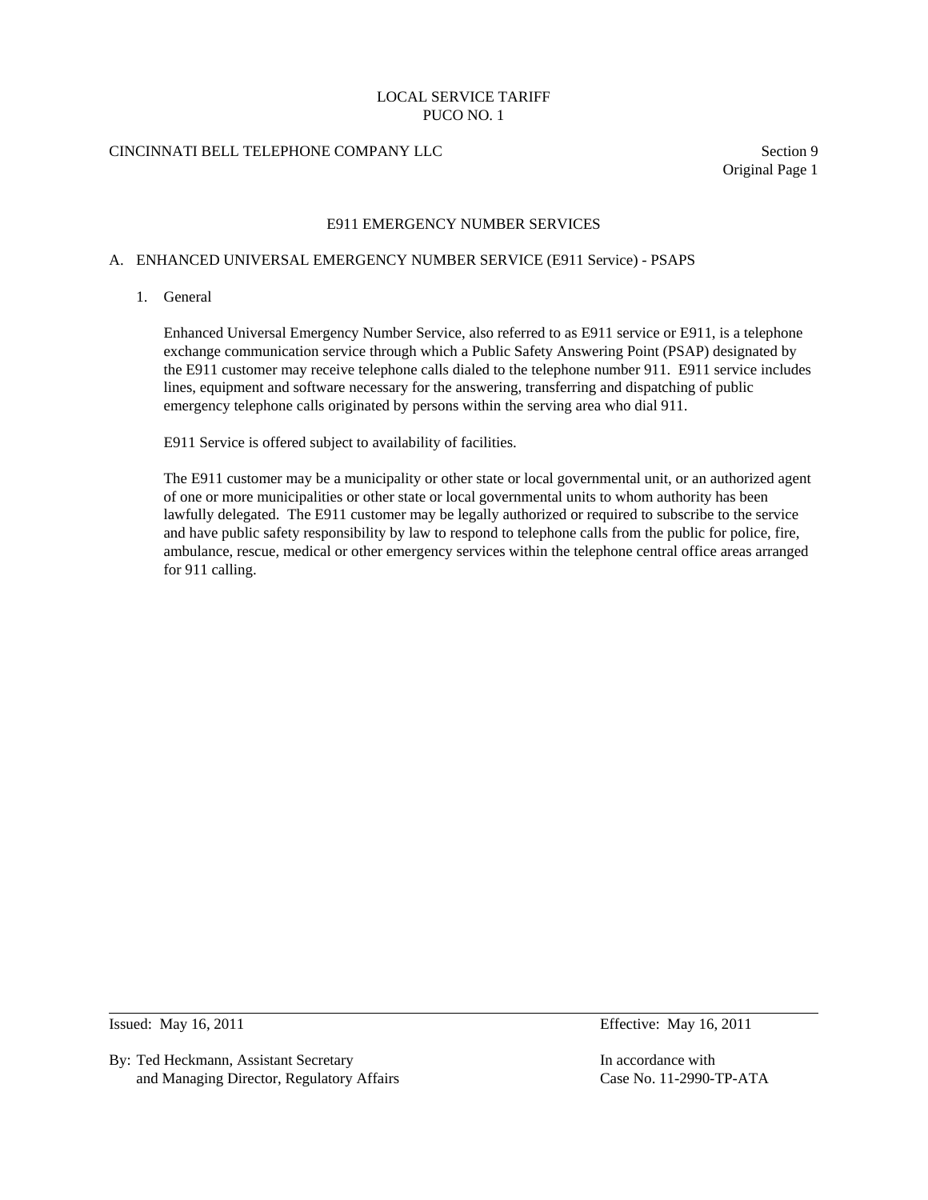# E911 EMERGENCY NUMBER SERVICES

## A. ENHANCED UNIVERSAL EMERGENCY NUMBER SERVICE (E911 Service) - PSAPS

### 1. General

Enhanced Universal Emergency Number Service, also referred to as E911 service or E911, is a telephone exchange communication service through which a Public Safety Answering Point (PSAP) designated by the E911 customer may receive telephone calls dialed to the telephone number 911. E911 service includes lines, equipment and software necessary for the answering, transferring and dispatching of public emergency telephone calls originated by persons within the serving area who dial 911.

E911 Service is offered subject to availability of facilities.

The E911 customer may be a municipality or other state or local governmental unit, or an authorized agent of one or more municipalities or other state or local governmental units to whom authority has been lawfully delegated. The E911 customer may be legally authorized or required to subscribe to the service and have public safety responsibility by law to respond to telephone calls from the public for police, fire, ambulance, rescue, medical or other emergency services within the telephone central office areas arranged for 911 calling.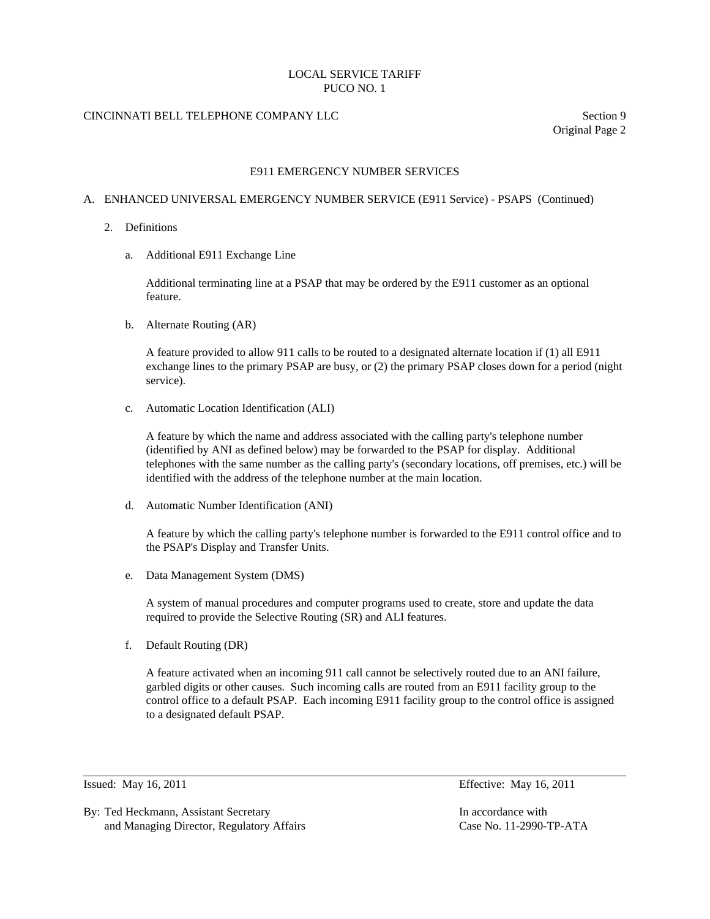## E911 EMERGENCY NUMBER SERVICES

### A. ENHANCED UNIVERSAL EMERGENCY NUMBER SERVICE (E911 Service) - PSAPS (Continued)

2. Definitions

   a. Additional E911 Exchange Line

      Additional terminating line at a PSAP that may be ordered by the E911 customer as an optional feature.

   b. Alternate Routing (AR)

      A feature provided to allow 911 calls to be routed to a designated alternate location if (1) all E911 exchange lines to the primary PSAP are busy, or (2) the primary PSAP closes down for a period (night service).

   c. Automatic Location Identification (ALI)

      A feature by which the name and address associated with the calling party's telephone number (identified by ANI as defined below) may be forwarded to the PSAP for display. Additional telephones with the same number as the calling party's (secondary locations, off premises, etc.) will be identified with the address of the telephone number at the main location.

   d. Automatic Number Identification (ANI)

      A feature by which the calling party's telephone number is forwarded to the E911 control office and to the PSAP's Display and Transfer Units.

   e. Data Management System (DMS)

      A system of manual procedures and computer programs used to create, store and update the data required to provide the Selective Routing (SR) and ALI features.

   f. Default Routing (DR)

      A feature activated when an incoming 911 call cannot be selectively routed due to an ANI failure, garbled digits or other causes. Such incoming calls are routed from an E911 facility group to the control office to a default PSAP. Each incoming E911 facility group to the control office is assigned to a designated default PSAP.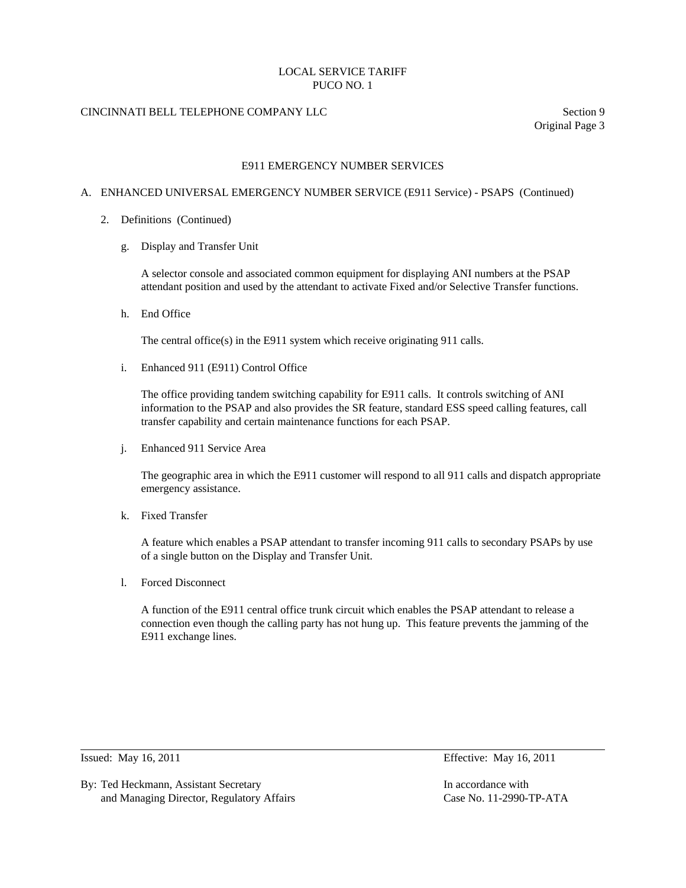# E911 EMERGENCY NUMBER SERVICES

A. ENHANCED UNIVERSAL EMERGENCY NUMBER SERVICE (E911 Service) - PSAPS (Continued)

2. Definitions (Continued)

   g. Display and Transfer Unit

      A selector console and associated common equipment for displaying ANI numbers at the PSAP attendant position and used by the attendant to activate Fixed and/or Selective Transfer functions.

   h. End Office

      The central office(s) in the E911 system which receive originating 911 calls.

   i. Enhanced 911 (E911) Control Office

      The office providing tandem switching capability for E911 calls. It controls switching of ANI information to the PSAP and also provides the SR feature, standard ESS speed calling features, call transfer capability and certain maintenance functions for each PSAP.

   j. Enhanced 911 Service Area

      The geographic area in which the E911 customer will respond to all 911 calls and dispatch appropriate emergency assistance.

   k. Fixed Transfer

      A feature which enables a PSAP attendant to transfer incoming 911 calls to secondary PSAPs by use of a single button on the Display and Transfer Unit.

   l. Forced Disconnect

      A function of the E911 central office trunk circuit which enables the PSAP attendant to release a connection even though the calling party has not hung up. This feature prevents the jamming of the E911 exchange lines.

Issued: May 16, 2011 | Effective: May 16, 2011

By: Ted Heckmann, Assistant Secretary and Managing Director, Regulatory Affairs

In accordance with Case No. 11-2990-TP-ATA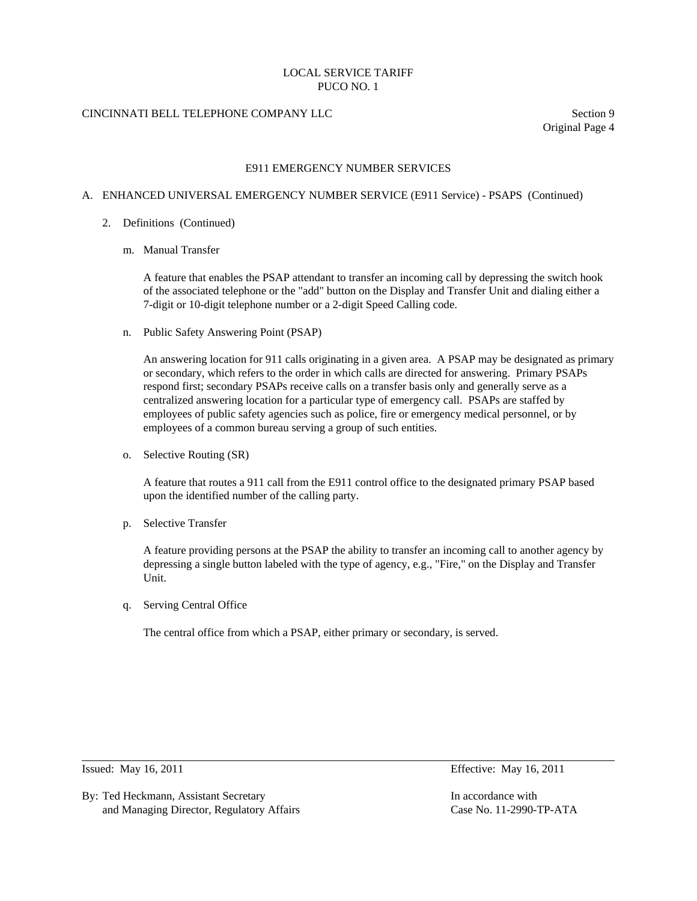# E911 EMERGENCY NUMBER SERVICES

## A. ENHANCED UNIVERSAL EMERGENCY NUMBER SERVICE (E911 Service) - PSAPS (Continued)

### 2. Definitions (Continued)

m. Manual Transfer

A feature that enables the PSAP attendant to transfer an incoming call by depressing the switch hook of the associated telephone or the "add" button on the Display and Transfer Unit and dialing either a 7-digit or 10-digit telephone number or a 2-digit Speed Calling code.

n. Public Safety Answering Point (PSAP)

An answering location for 911 calls originating in a given area. A PSAP may be designated as primary or secondary, which refers to the order in which calls are directed for answering. Primary PSAPs respond first; secondary PSAPs receive calls on a transfer basis only and generally serve as a centralized answering location for a particular type of emergency call. PSAPs are staffed by employees of public safety agencies such as police, fire or emergency medical personnel, or by employees of a common bureau serving a group of such entities.

o. Selective Routing (SR)

A feature that routes a 911 call from the E911 control office to the designated primary PSAP based upon the identified number of the calling party.

p. Selective Transfer

A feature providing persons at the PSAP the ability to transfer an incoming call to another agency by depressing a single button labeled with the type of agency, e.g., "Fire," on the Display and Transfer Unit.

q. Serving Central Office

The central office from which a PSAP, either primary or secondary, is served.

Issued: May 16, 2011 — Effective: May 16, 2011

By: Ted Heckmann, Assistant Secretary and Managing Director, Regulatory Affairs — In accordance with Case No. 11-2990-TP-ATA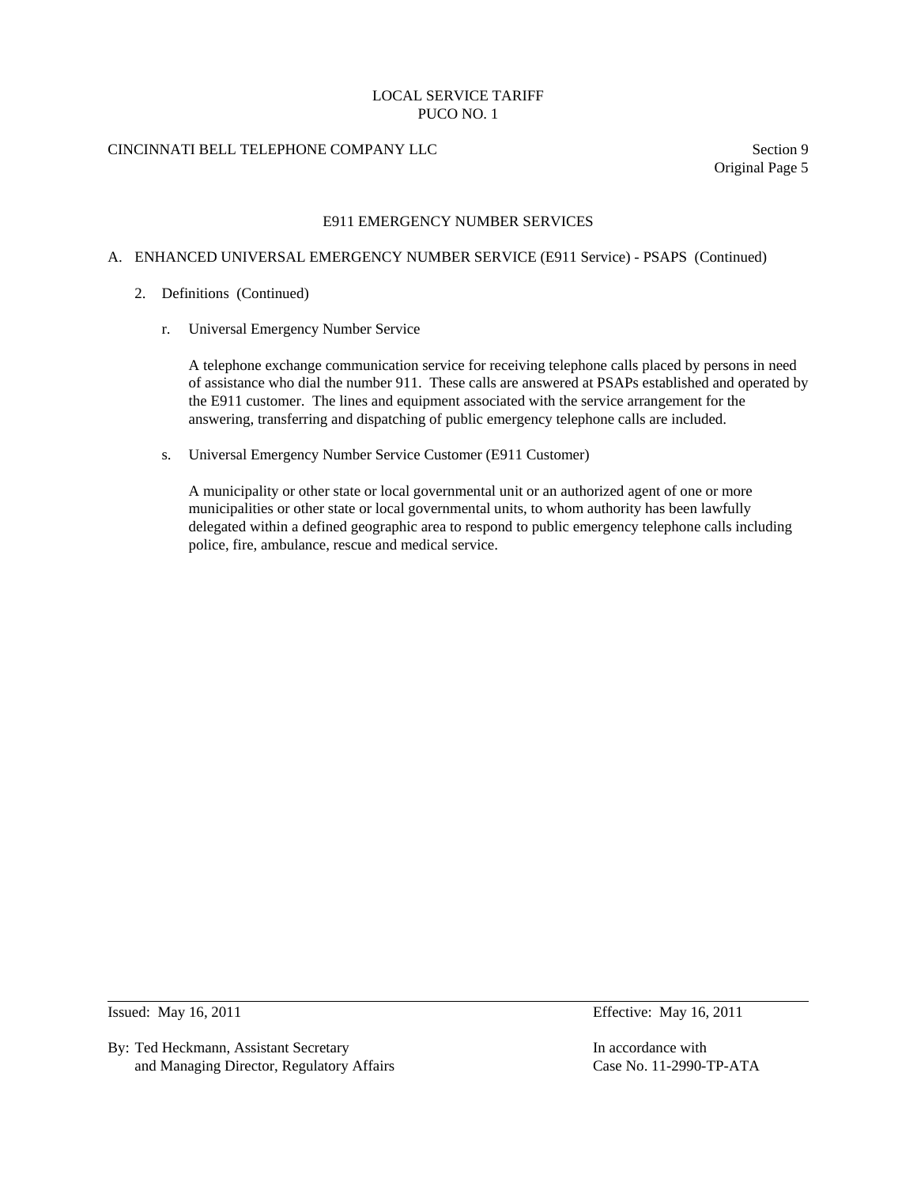# E911 EMERGENCY NUMBER SERVICES

## A. ENHANCED UNIVERSAL EMERGENCY NUMBER SERVICE (E911 Service) - PSAPS (Continued)

### 2. Definitions (Continued)

r. Universal Emergency Number Service

A telephone exchange communication service for receiving telephone calls placed by persons in need of assistance who dial the number 911. These calls are answered at PSAPs established and operated by the E911 customer. The lines and equipment associated with the service arrangement for the answering, transferring and dispatching of public emergency telephone calls are included.

s. Universal Emergency Number Service Customer (E911 Customer)

A municipality or other state or local governmental unit or an authorized agent of one or more municipalities or other state or local governmental units, to whom authority has been lawfully delegated within a defined geographic area to respond to public emergency telephone calls including police, fire, ambulance, rescue and medical service.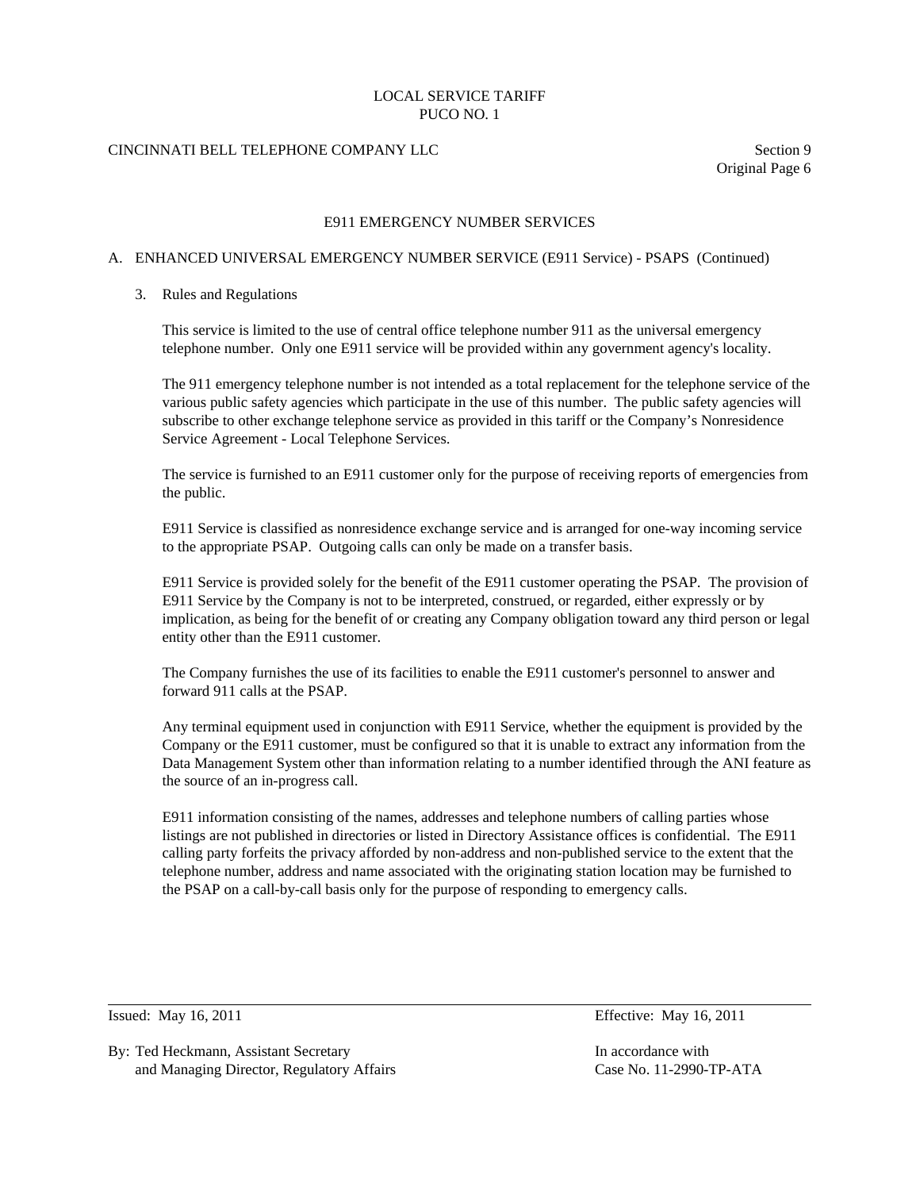## E911 EMERGENCY NUMBER SERVICES

### A. ENHANCED UNIVERSAL EMERGENCY NUMBER SERVICE (E911 Service) - PSAPS (Continued)

#### 3. Rules and Regulations

This service is limited to the use of central office telephone number 911 as the universal emergency telephone number. Only one E911 service will be provided within any government agency's locality.

The 911 emergency telephone number is not intended as a total replacement for the telephone service of the various public safety agencies which participate in the use of this number. The public safety agencies will subscribe to other exchange telephone service as provided in this tariff or the Company's Nonresidence Service Agreement - Local Telephone Services.

The service is furnished to an E911 customer only for the purpose of receiving reports of emergencies from the public.

E911 Service is classified as nonresidence exchange service and is arranged for one-way incoming service to the appropriate PSAP. Outgoing calls can only be made on a transfer basis.

E911 Service is provided solely for the benefit of the E911 customer operating the PSAP. The provision of E911 Service by the Company is not to be interpreted, construed, or regarded, either expressly or by implication, as being for the benefit of or creating any Company obligation toward any third person or legal entity other than the E911 customer.

The Company furnishes the use of its facilities to enable the E911 customer's personnel to answer and forward 911 calls at the PSAP.

Any terminal equipment used in conjunction with E911 Service, whether the equipment is provided by the Company or the E911 customer, must be configured so that it is unable to extract any information from the Data Management System other than information relating to a number identified through the ANI feature as the source of an in-progress call.

E911 information consisting of the names, addresses and telephone numbers of calling parties whose listings are not published in directories or listed in Directory Assistance offices is confidential. The E911 calling party forfeits the privacy afforded by non-address and non-published service to the extent that the telephone number, address and name associated with the originating station location may be furnished to the PSAP on a call-by-call basis only for the purpose of responding to emergency calls.

Issued: May 16, 2011 Effective: May 16, 2011

By: Ted Heckmann, Assistant Secretary and Managing Director, Regulatory Affairs

In accordance with Case No. 11-2990-TP-ATA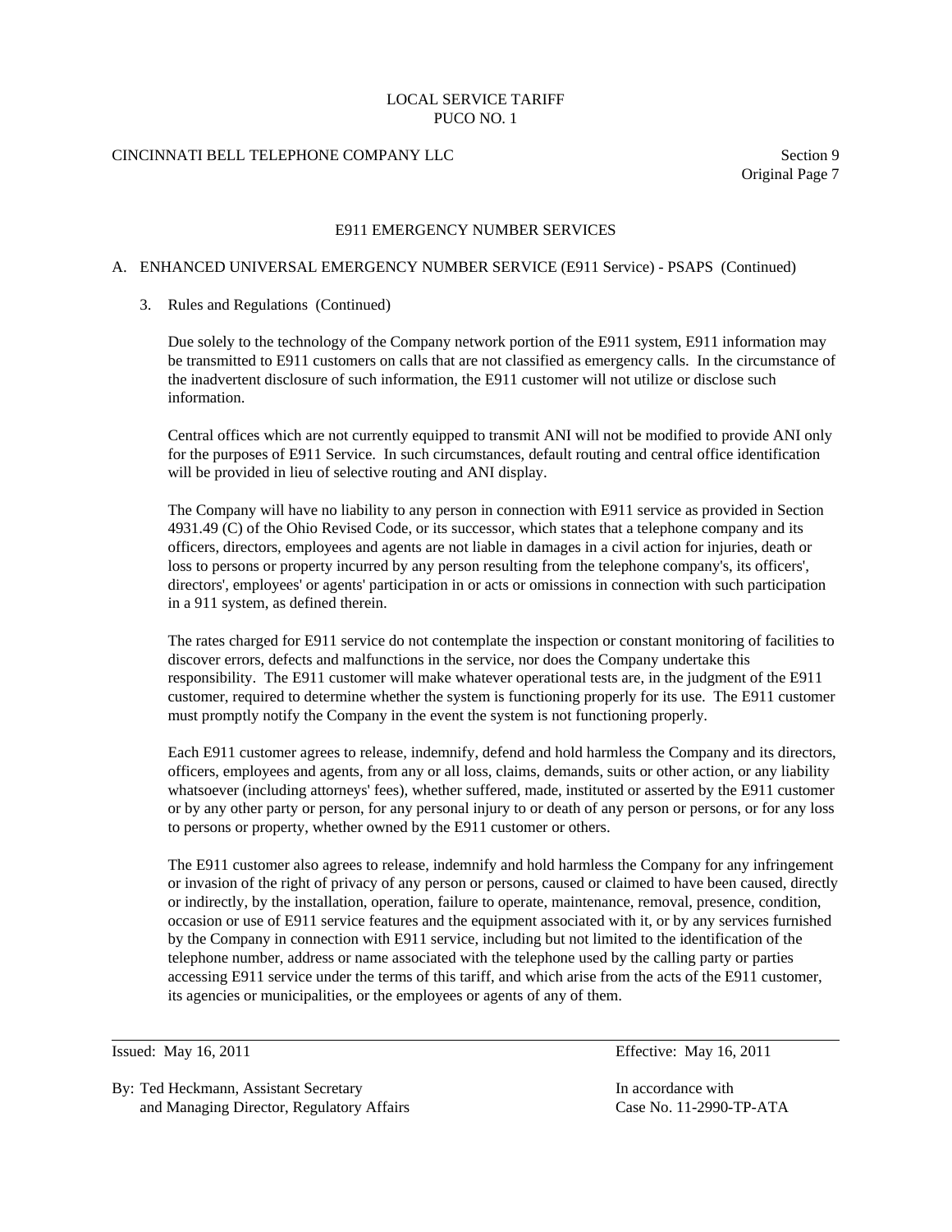# E911 EMERGENCY NUMBER SERVICES

## A. ENHANCED UNIVERSAL EMERGENCY NUMBER SERVICE (E911 Service) - PSAPS (Continued)

### 3. Rules and Regulations (Continued)

Due solely to the technology of the Company network portion of the E911 system, E911 information may be transmitted to E911 customers on calls that are not classified as emergency calls. In the circumstance of the inadvertent disclosure of such information, the E911 customer will not utilize or disclose such information.

Central offices which are not currently equipped to transmit ANI will not be modified to provide ANI only for the purposes of E911 Service. In such circumstances, default routing and central office identification will be provided in lieu of selective routing and ANI display.

The Company will have no liability to any person in connection with E911 service as provided in Section 4931.49 (C) of the Ohio Revised Code, or its successor, which states that a telephone company and its officers, directors, employees and agents are not liable in damages in a civil action for injuries, death or loss to persons or property incurred by any person resulting from the telephone company's, its officers', directors', employees' or agents' participation in or acts or omissions in connection with such participation in a 911 system, as defined therein.

The rates charged for E911 service do not contemplate the inspection or constant monitoring of facilities to discover errors, defects and malfunctions in the service, nor does the Company undertake this responsibility. The E911 customer will make whatever operational tests are, in the judgment of the E911 customer, required to determine whether the system is functioning properly for its use. The E911 customer must promptly notify the Company in the event the system is not functioning properly.

Each E911 customer agrees to release, indemnify, defend and hold harmless the Company and its directors, officers, employees and agents, from any or all loss, claims, demands, suits or other action, or any liability whatsoever (including attorneys' fees), whether suffered, made, instituted or asserted by the E911 customer or by any other party or person, for any personal injury to or death of any person or persons, or for any loss to persons or property, whether owned by the E911 customer or others.

The E911 customer also agrees to release, indemnify and hold harmless the Company for any infringement or invasion of the right of privacy of any person or persons, caused or claimed to have been caused, directly or indirectly, by the installation, operation, failure to operate, maintenance, removal, presence, condition, occasion or use of E911 service features and the equipment associated with it, or by any services furnished by the Company in connection with E911 service, including but not limited to the identification of the telephone number, address or name associated with the telephone used by the calling party or parties accessing E911 service under the terms of this tariff, and which arise from the acts of the E911 customer, its agencies or municipalities, or the employees or agents of any of them.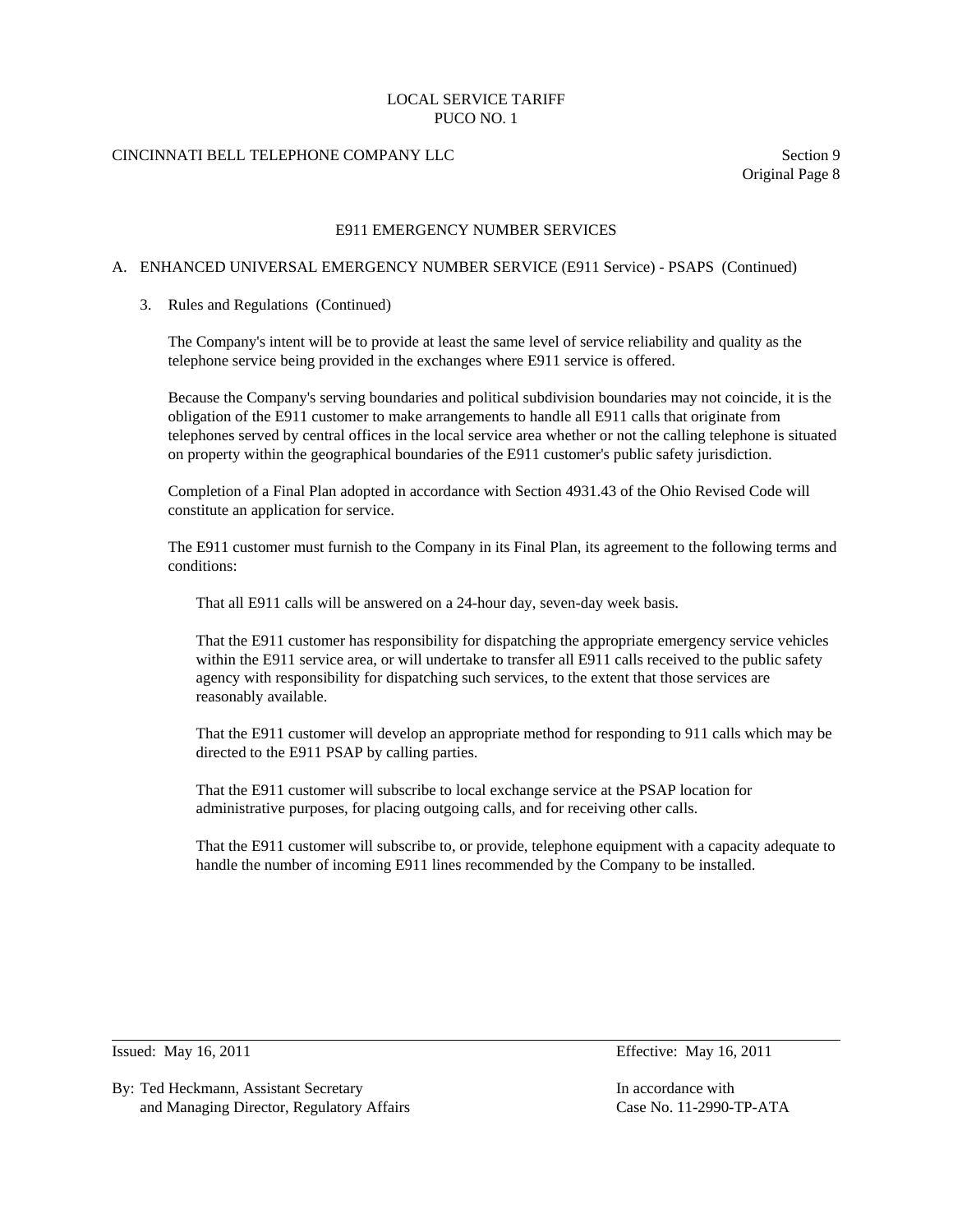## E911 EMERGENCY NUMBER SERVICES

### A. ENHANCED UNIVERSAL EMERGENCY NUMBER SERVICE (E911 Service) - PSAPS (Continued)

3. Rules and Regulations (Continued)

   The Company's intent will be to provide at least the same level of service reliability and quality as the telephone service being provided in the exchanges where E911 service is offered.

   Because the Company's serving boundaries and political subdivision boundaries may not coincide, it is the obligation of the E911 customer to make arrangements to handle all E911 calls that originate from telephones served by central offices in the local service area whether or not the calling telephone is situated on property within the geographical boundaries of the E911 customer's public safety jurisdiction.

   Completion of a Final Plan adopted in accordance with Section 4931.43 of the Ohio Revised Code will constitute an application for service.

   The E911 customer must furnish to the Company in its Final Plan, its agreement to the following terms and conditions:

   That all E911 calls will be answered on a 24-hour day, seven-day week basis.

   That the E911 customer has responsibility for dispatching the appropriate emergency service vehicles within the E911 service area, or will undertake to transfer all E911 calls received to the public safety agency with responsibility for dispatching such services, to the extent that those services are reasonably available.

   That the E911 customer will develop an appropriate method for responding to 911 calls which may be directed to the E911 PSAP by calling parties.

   That the E911 customer will subscribe to local exchange service at the PSAP location for administrative purposes, for placing outgoing calls, and for receiving other calls.

   That the E911 customer will subscribe to, or provide, telephone equipment with a capacity adequate to handle the number of incoming E911 lines recommended by the Company to be installed.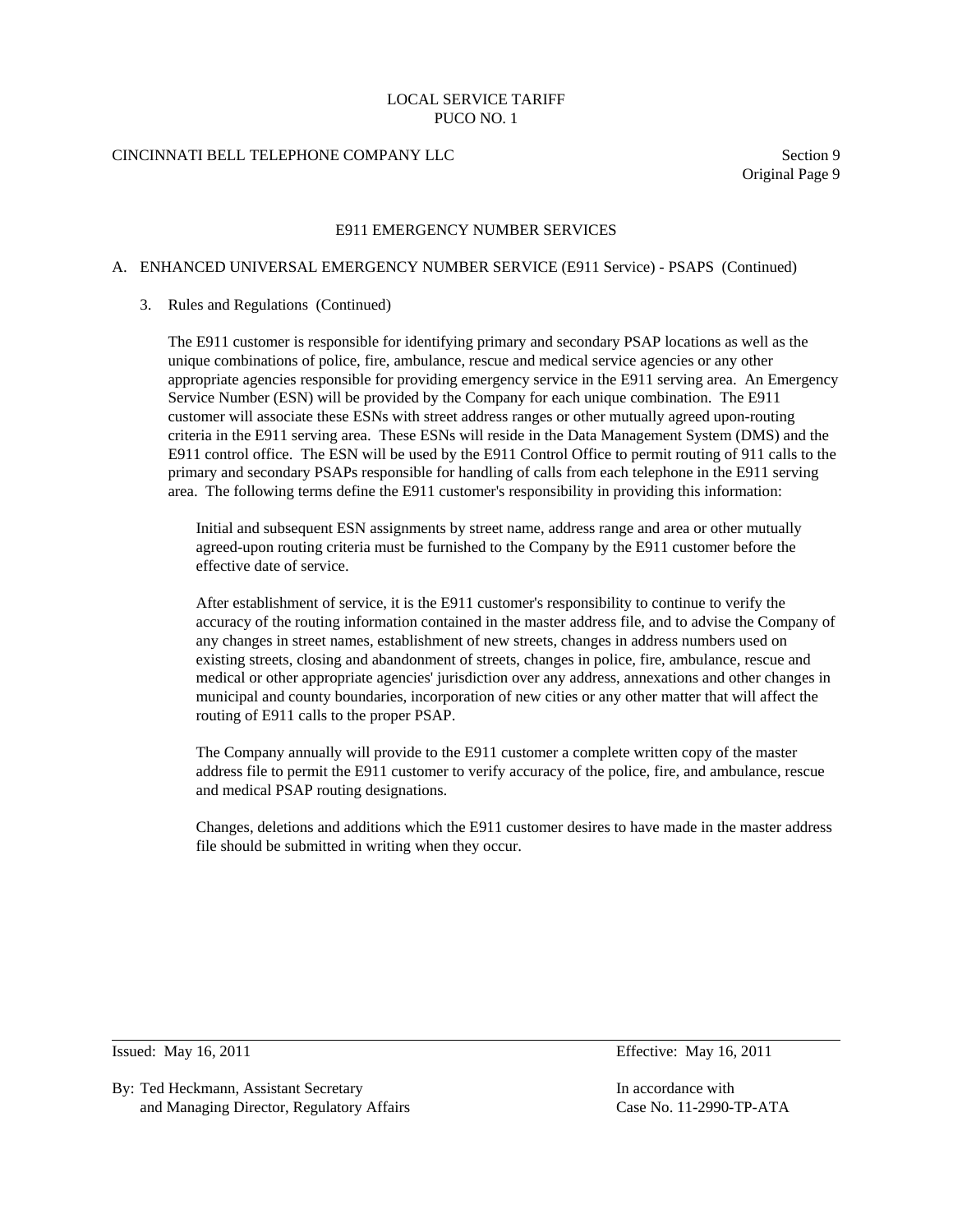# E911 EMERGENCY NUMBER SERVICES

## A. ENHANCED UNIVERSAL EMERGENCY NUMBER SERVICE (E911 Service) - PSAPS (Continued)

### 3. Rules and Regulations (Continued)

The E911 customer is responsible for identifying primary and secondary PSAP locations as well as the unique combinations of police, fire, ambulance, rescue and medical service agencies or any other appropriate agencies responsible for providing emergency service in the E911 serving area. An Emergency Service Number (ESN) will be provided by the Company for each unique combination. The E911 customer will associate these ESNs with street address ranges or other mutually agreed upon-routing criteria in the E911 serving area. These ESNs will reside in the Data Management System (DMS) and the E911 control office. The ESN will be used by the E911 Control Office to permit routing of 911 calls to the primary and secondary PSAPs responsible for handling of calls from each telephone in the E911 serving area. The following terms define the E911 customer's responsibility in providing this information:

Initial and subsequent ESN assignments by street name, address range and area or other mutually agreed-upon routing criteria must be furnished to the Company by the E911 customer before the effective date of service.

After establishment of service, it is the E911 customer's responsibility to continue to verify the accuracy of the routing information contained in the master address file, and to advise the Company of any changes in street names, establishment of new streets, changes in address numbers used on existing streets, closing and abandonment of streets, changes in police, fire, ambulance, rescue and medical or other appropriate agencies' jurisdiction over any address, annexations and other changes in municipal and county boundaries, incorporation of new cities or any other matter that will affect the routing of E911 calls to the proper PSAP.

The Company annually will provide to the E911 customer a complete written copy of the master address file to permit the E911 customer to verify accuracy of the police, fire, and ambulance, rescue and medical PSAP routing designations.

Changes, deletions and additions which the E911 customer desires to have made in the master address file should be submitted in writing when they occur.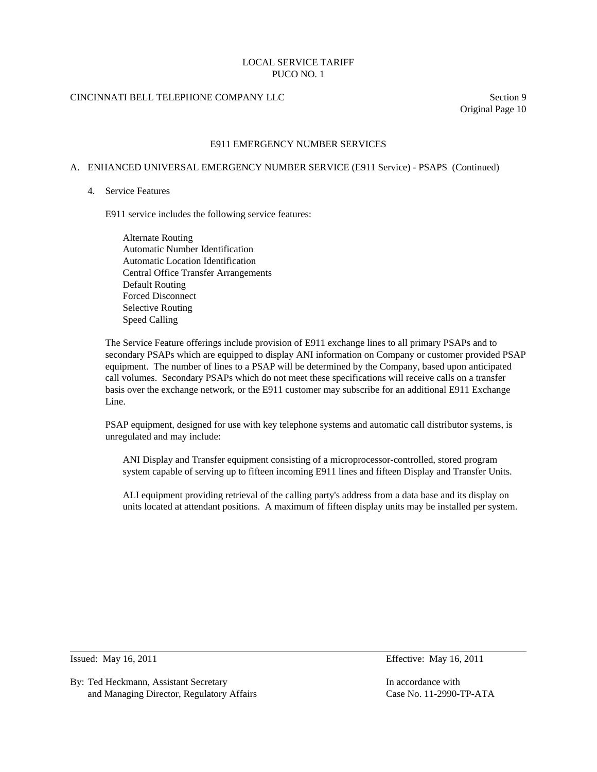# E911 EMERGENCY NUMBER SERVICES

## A. ENHANCED UNIVERSAL EMERGENCY NUMBER SERVICE (E911 Service) - PSAPS (Continued)

### 4. Service Features

E911 service includes the following service features:

- Alternate Routing
- Automatic Number Identification
- Automatic Location Identification
- Central Office Transfer Arrangements
- Default Routing
- Forced Disconnect
- Selective Routing
- Speed Calling

The Service Feature offerings include provision of E911 exchange lines to all primary PSAPs and to secondary PSAPs which are equipped to display ANI information on Company or customer provided PSAP equipment. The number of lines to a PSAP will be determined by the Company, based upon anticipated call volumes. Secondary PSAPs which do not meet these specifications will receive calls on a transfer basis over the exchange network, or the E911 customer may subscribe for an additional E911 Exchange Line.

PSAP equipment, designed for use with key telephone systems and automatic call distributor systems, is unregulated and may include:

ANI Display and Transfer equipment consisting of a microprocessor-controlled, stored program system capable of serving up to fifteen incoming E911 lines and fifteen Display and Transfer Units.

ALI equipment providing retrieval of the calling party's address from a data base and its display on units located at attendant positions. A maximum of fifteen display units may be installed per system.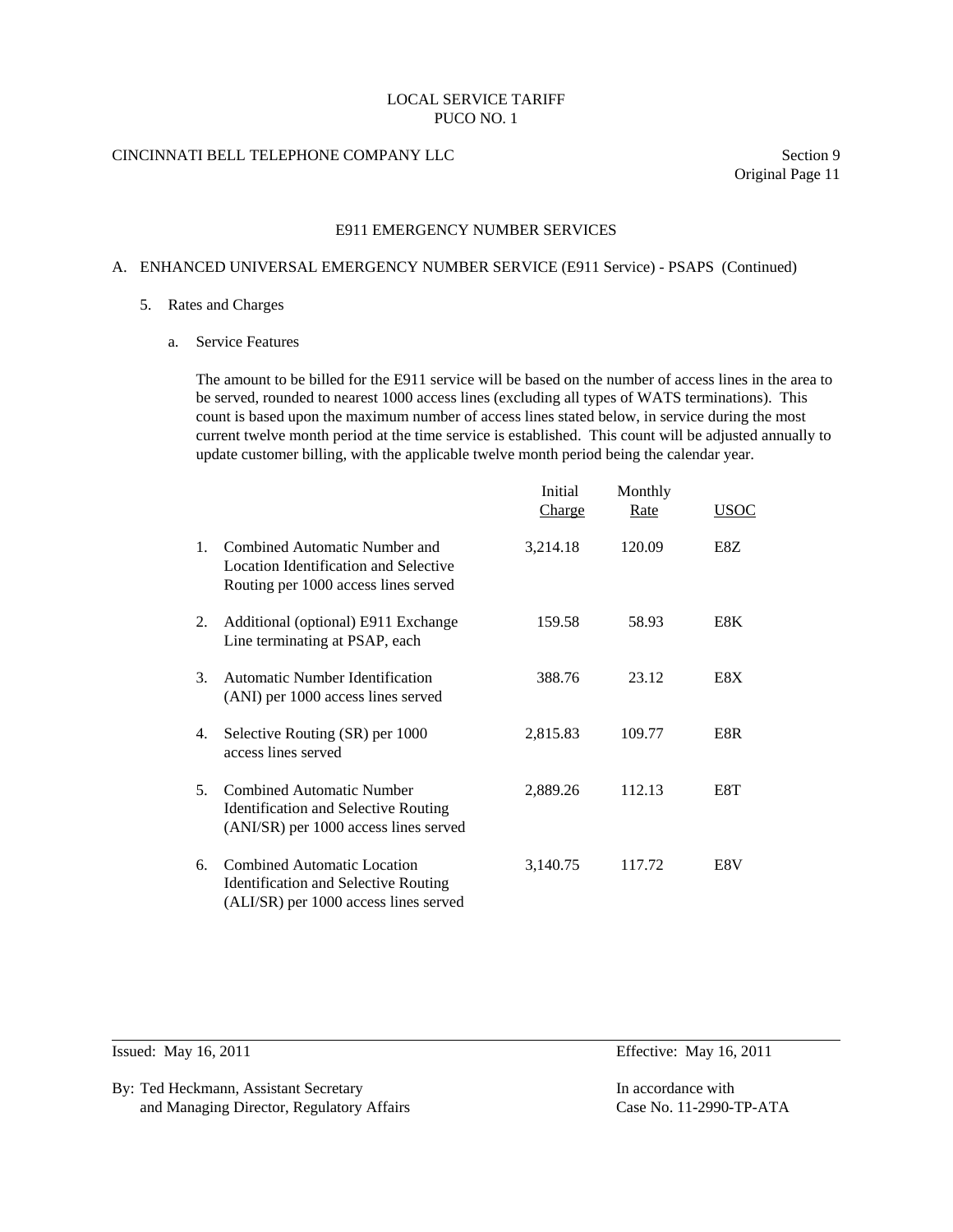LOCAL SERVICE TARIFF
PUCO NO. 1

CINCINNATI BELL TELEPHONE COMPANY LLC

Section 9
Original Page 11

## E911 EMERGENCY NUMBER SERVICES

### A. ENHANCED UNIVERSAL EMERGENCY NUMBER SERVICE (E911 Service) - PSAPS (Continued)

5. Rates and Charges

   a. Service Features

   The amount to be billed for the E911 service will be based on the number of access lines in the area to be served, rounded to nearest 1000 access lines (excluding all types of WATS terminations). This count is based upon the maximum number of access lines stated below, in service during the most current twelve month period at the time service is established. This count will be adjusted annually to update customer billing, with the applicable twelve month period being the calendar year.

| | | Initial Charge | Monthly Rate | USOC |
|---|---|---|---|---|
| 1. | Combined Automatic Number and Location Identification and Selective Routing per 1000 access lines served | 3,214.18 | 120.09 | E8Z |
| 2. | Additional (optional) E911 Exchange Line terminating at PSAP, each | 159.58 | 58.93 | E8K |
| 3. | Automatic Number Identification (ANI) per 1000 access lines served | 388.76 | 23.12 | E8X |
| 4. | Selective Routing (SR) per 1000 access lines served | 2,815.83 | 109.77 | E8R |
| 5. | Combined Automatic Number Identification and Selective Routing (ANI/SR) per 1000 access lines served | 2,889.26 | 112.13 | E8T |
| 6. | Combined Automatic Location Identification and Selective Routing (ALI/SR) per 1000 access lines served | 3,140.75 | 117.72 | E8V |

Issued: May 16, 2011

Effective: May 16, 2011

By: Ted Heckmann, Assistant Secretary
and Managing Director, Regulatory Affairs

In accordance with
Case No. 11-2990-TP-ATA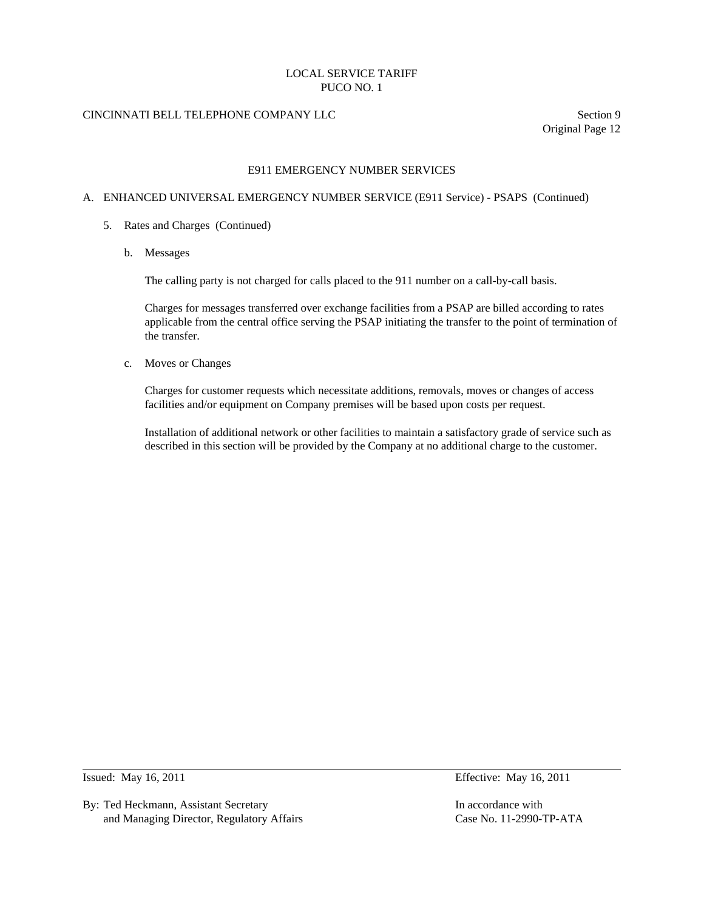## E911 EMERGENCY NUMBER SERVICES

### A. ENHANCED UNIVERSAL EMERGENCY NUMBER SERVICE (E911 Service) - PSAPS (Continued)

5. Rates and Charges (Continued)

   b. Messages

      The calling party is not charged for calls placed to the 911 number on a call-by-call basis.

      Charges for messages transferred over exchange facilities from a PSAP are billed according to rates applicable from the central office serving the PSAP initiating the transfer to the point of termination of the transfer.

   c. Moves or Changes

      Charges for customer requests which necessitate additions, removals, moves or changes of access facilities and/or equipment on Company premises will be based upon costs per request.

      Installation of additional network or other facilities to maintain a satisfactory grade of service such as described in this section will be provided by the Company at no additional charge to the customer.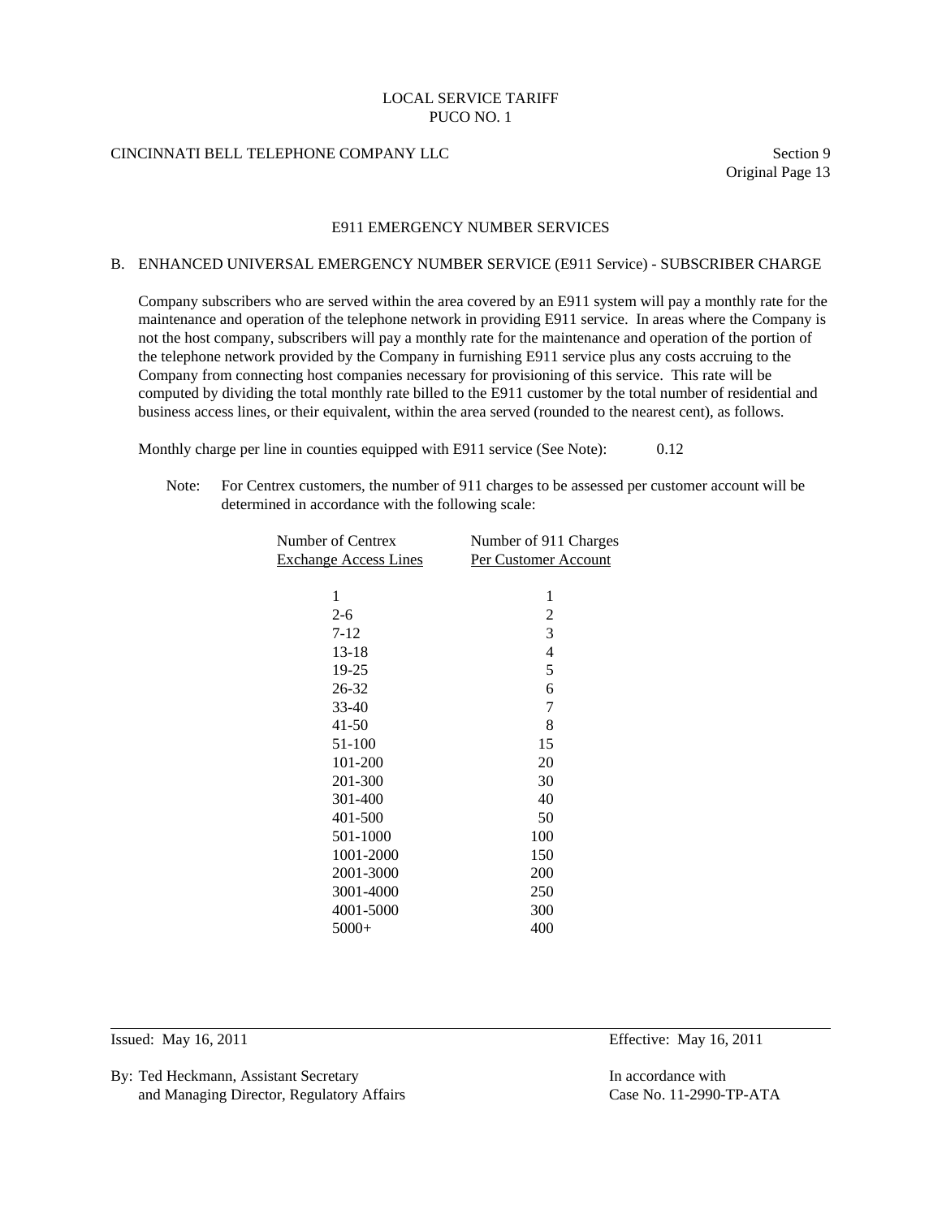## E911 EMERGENCY NUMBER SERVICES

### B. ENHANCED UNIVERSAL EMERGENCY NUMBER SERVICE (E911 Service) - SUBSCRIBER CHARGE

Company subscribers who are served within the area covered by an E911 system will pay a monthly rate for the maintenance and operation of the telephone network in providing E911 service. In areas where the Company is not the host company, subscribers will pay a monthly rate for the maintenance and operation of the portion of the telephone network provided by the Company in furnishing E911 service plus any costs accruing to the Company from connecting host companies necessary for provisioning of this service. This rate will be computed by dividing the total monthly rate billed to the E911 customer by the total number of residential and business access lines, or their equivalent, within the area served (rounded to the nearest cent), as follows.

Monthly charge per line in counties equipped with E911 service (See Note): 0.12

Note: For Centrex customers, the number of 911 charges to be assessed per customer account will be determined in accordance with the following scale:

| Number of Centrex Exchange Access Lines | Number of 911 Charges Per Customer Account |
|---|---|
| 1 | 1 |
| 2-6 | 2 |
| 7-12 | 3 |
| 13-18 | 4 |
| 19-25 | 5 |
| 26-32 | 6 |
| 33-40 | 7 |
| 41-50 | 8 |
| 51-100 | 15 |
| 101-200 | 20 |
| 201-300 | 30 |
| 301-400 | 40 |
| 401-500 | 50 |
| 501-1000 | 100 |
| 1001-2000 | 150 |
| 2001-3000 | 200 |
| 3001-4000 | 250 |
| 4001-5000 | 300 |
| 5000+ | 400 |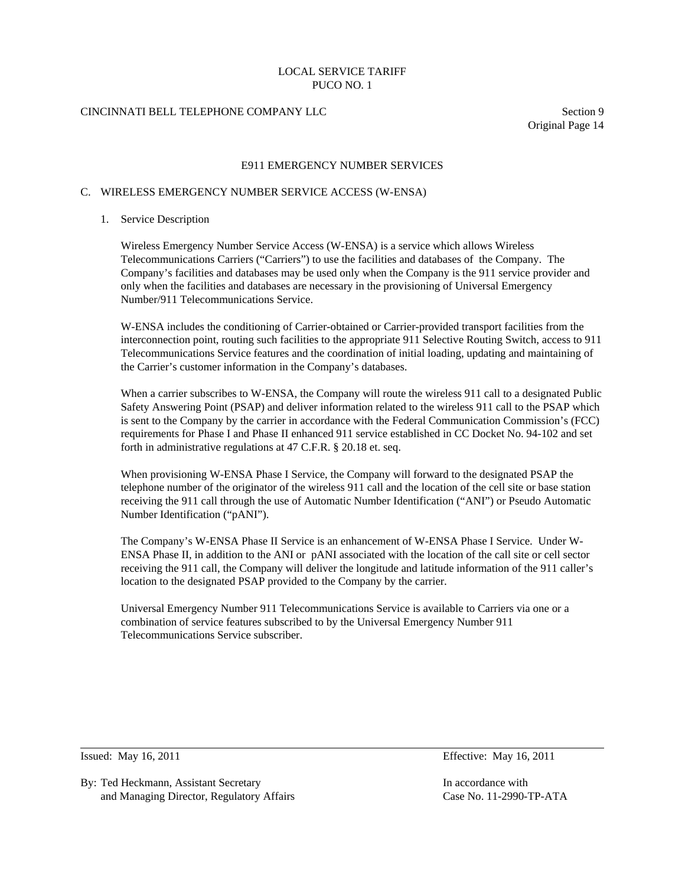# E911 EMERGENCY NUMBER SERVICES

## C. WIRELESS EMERGENCY NUMBER SERVICE ACCESS (W-ENSA)

### 1. Service Description

Wireless Emergency Number Service Access (W-ENSA) is a service which allows Wireless Telecommunications Carriers ("Carriers") to use the facilities and databases of the Company. The Company's facilities and databases may be used only when the Company is the 911 service provider and only when the facilities and databases are necessary in the provisioning of Universal Emergency Number/911 Telecommunications Service.

W-ENSA includes the conditioning of Carrier-obtained or Carrier-provided transport facilities from the interconnection point, routing such facilities to the appropriate 911 Selective Routing Switch, access to 911 Telecommunications Service features and the coordination of initial loading, updating and maintaining of the Carrier's customer information in the Company's databases.

When a carrier subscribes to W-ENSA, the Company will route the wireless 911 call to a designated Public Safety Answering Point (PSAP) and deliver information related to the wireless 911 call to the PSAP which is sent to the Company by the carrier in accordance with the Federal Communication Commission's (FCC) requirements for Phase I and Phase II enhanced 911 service established in CC Docket No. 94-102 and set forth in administrative regulations at 47 C.F.R. § 20.18 et. seq.

When provisioning W-ENSA Phase I Service, the Company will forward to the designated PSAP the telephone number of the originator of the wireless 911 call and the location of the cell site or base station receiving the 911 call through the use of Automatic Number Identification ("ANI") or Pseudo Automatic Number Identification ("pANI").

The Company's W-ENSA Phase II Service is an enhancement of W-ENSA Phase I Service. Under W-ENSA Phase II, in addition to the ANI or pANI associated with the location of the call site or cell sector receiving the 911 call, the Company will deliver the longitude and latitude information of the 911 caller's location to the designated PSAP provided to the Company by the carrier.

Universal Emergency Number 911 Telecommunications Service is available to Carriers via one or a combination of service features subscribed to by the Universal Emergency Number 911 Telecommunications Service subscriber.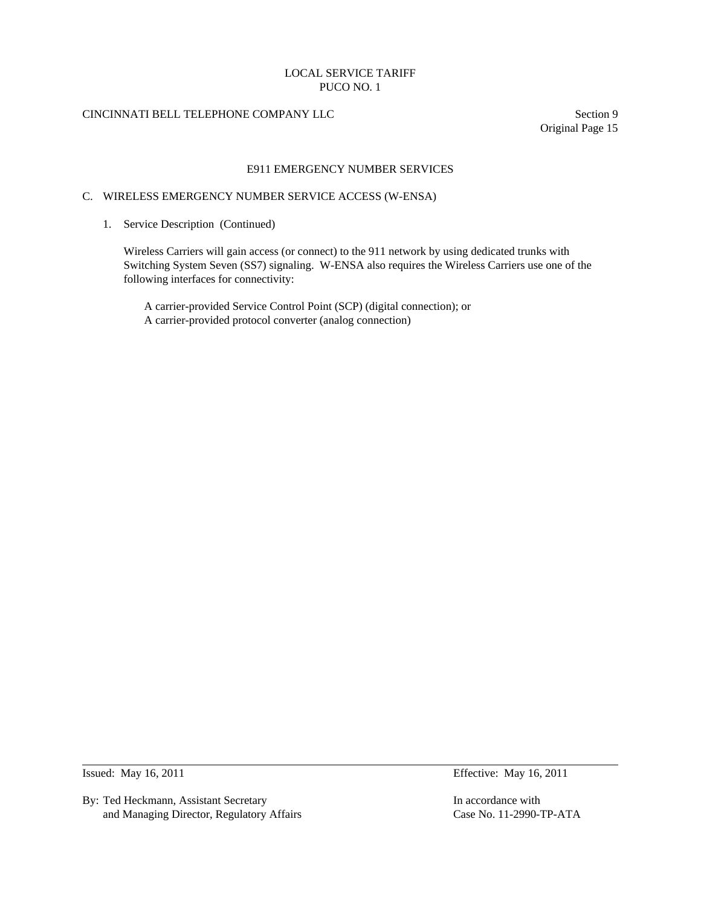## E911 EMERGENCY NUMBER SERVICES

### C. WIRELESS EMERGENCY NUMBER SERVICE ACCESS (W-ENSA)

1. Service Description (Continued)

   Wireless Carriers will gain access (or connect) to the 911 network by using dedicated trunks with Switching System Seven (SS7) signaling. W-ENSA also requires the Wireless Carriers use one of the following interfaces for connectivity:

   A carrier-provided Service Control Point (SCP) (digital connection); or
   A carrier-provided protocol converter (analog connection)

Issued: May 16, 2011 | Effective: May 16, 2011

By: Ted Heckmann, Assistant Secretary and Managing Director, Regulatory Affairs

In accordance with Case No. 11-2990-TP-ATA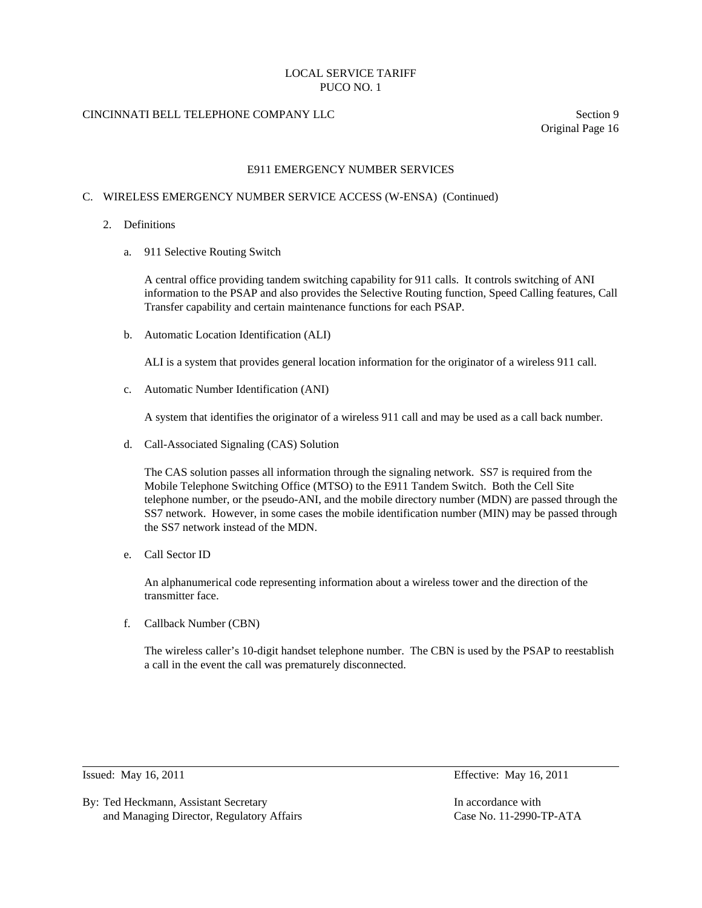# E911 EMERGENCY NUMBER SERVICES

## C. WIRELESS EMERGENCY NUMBER SERVICE ACCESS (W-ENSA) (Continued)

### 2. Definitions

a. 911 Selective Routing Switch

A central office providing tandem switching capability for 911 calls. It controls switching of ANI information to the PSAP and also provides the Selective Routing function, Speed Calling features, Call Transfer capability and certain maintenance functions for each PSAP.

b. Automatic Location Identification (ALI)

ALI is a system that provides general location information for the originator of a wireless 911 call.

c. Automatic Number Identification (ANI)

A system that identifies the originator of a wireless 911 call and may be used as a call back number.

d. Call-Associated Signaling (CAS) Solution

The CAS solution passes all information through the signaling network. SS7 is required from the Mobile Telephone Switching Office (MTSO) to the E911 Tandem Switch. Both the Cell Site telephone number, or the pseudo-ANI, and the mobile directory number (MDN) are passed through the SS7 network. However, in some cases the mobile identification number (MIN) may be passed through the SS7 network instead of the MDN.

e. Call Sector ID

An alphanumerical code representing information about a wireless tower and the direction of the transmitter face.

f. Callback Number (CBN)

The wireless caller's 10-digit handset telephone number. The CBN is used by the PSAP to reestablish a call in the event the call was prematurely disconnected.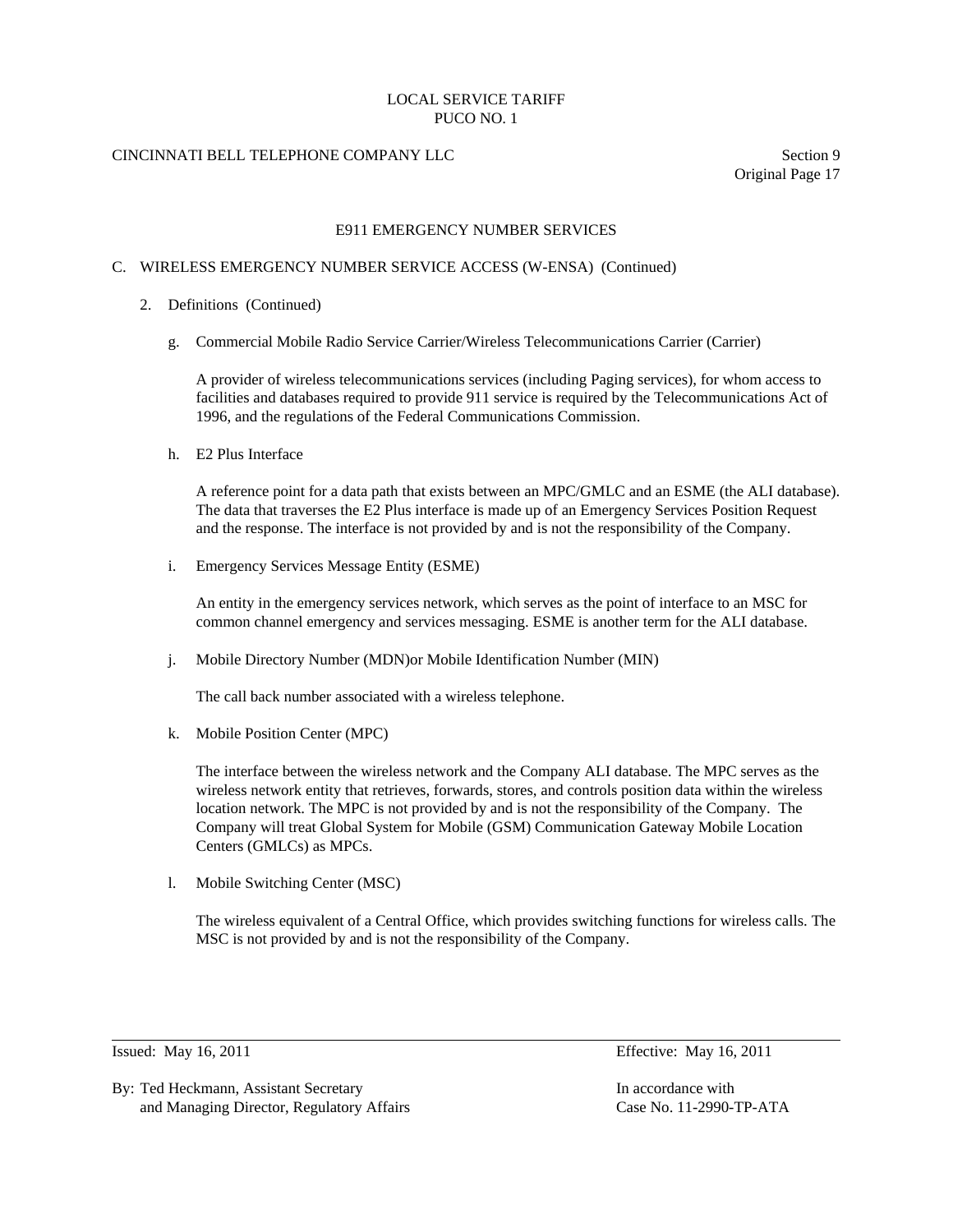# E911 EMERGENCY NUMBER SERVICES

## C. WIRELESS EMERGENCY NUMBER SERVICE ACCESS (W-ENSA) (Continued)

### 2. Definitions (Continued)

g. Commercial Mobile Radio Service Carrier/Wireless Telecommunications Carrier (Carrier)

A provider of wireless telecommunications services (including Paging services), for whom access to facilities and databases required to provide 911 service is required by the Telecommunications Act of 1996, and the regulations of the Federal Communications Commission.

h. E2 Plus Interface

A reference point for a data path that exists between an MPC/GMLC and an ESME (the ALI database). The data that traverses the E2 Plus interface is made up of an Emergency Services Position Request and the response. The interface is not provided by and is not the responsibility of the Company.

i. Emergency Services Message Entity (ESME)

An entity in the emergency services network, which serves as the point of interface to an MSC for common channel emergency and services messaging. ESME is another term for the ALI database.

j. Mobile Directory Number (MDN)or Mobile Identification Number (MIN)

The call back number associated with a wireless telephone.

k. Mobile Position Center (MPC)

The interface between the wireless network and the Company ALI database. The MPC serves as the wireless network entity that retrieves, forwards, stores, and controls position data within the wireless location network. The MPC is not provided by and is not the responsibility of the Company. The Company will treat Global System for Mobile (GSM) Communication Gateway Mobile Location Centers (GMLCs) as MPCs.

l. Mobile Switching Center (MSC)

The wireless equivalent of a Central Office, which provides switching functions for wireless calls. The MSC is not provided by and is not the responsibility of the Company.

---

Issued: May 16, 2011 | Effective: May 16, 2011

By: Ted Heckmann, Assistant Secretary and Managing Director, Regulatory Affairs

In accordance with Case No. 11-2990-TP-ATA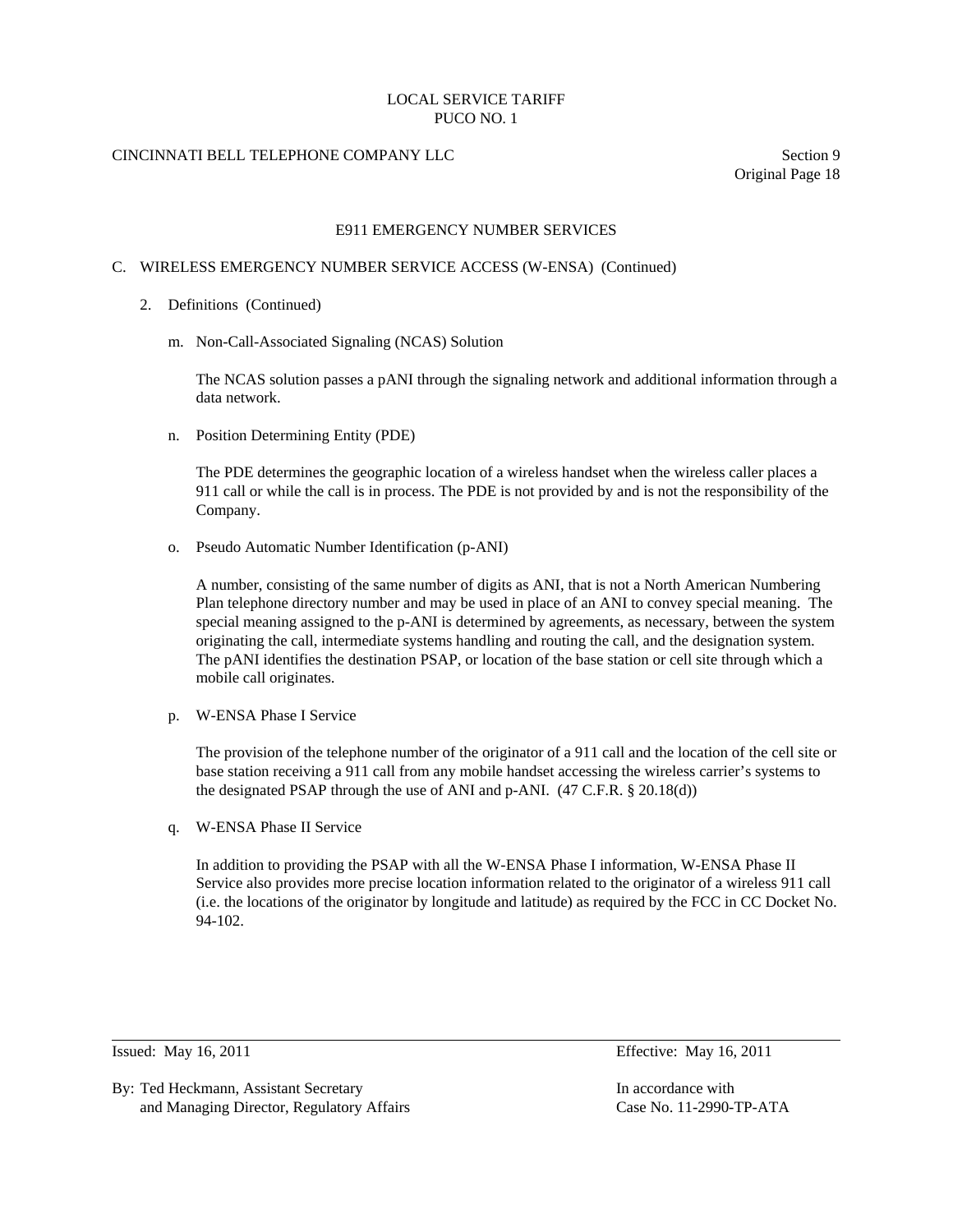## E911 EMERGENCY NUMBER SERVICES

### C. WIRELESS EMERGENCY NUMBER SERVICE ACCESS (W-ENSA) (Continued)

2. Definitions (Continued)

   m. Non-Call-Associated Signaling (NCAS) Solution

      The NCAS solution passes a pANI through the signaling network and additional information through a data network.

   n. Position Determining Entity (PDE)

      The PDE determines the geographic location of a wireless handset when the wireless caller places a 911 call or while the call is in process. The PDE is not provided by and is not the responsibility of the Company.

   o. Pseudo Automatic Number Identification (p-ANI)

      A number, consisting of the same number of digits as ANI, that is not a North American Numbering Plan telephone directory number and may be used in place of an ANI to convey special meaning. The special meaning assigned to the p-ANI is determined by agreements, as necessary, between the system originating the call, intermediate systems handling and routing the call, and the designation system. The pANI identifies the destination PSAP, or location of the base station or cell site through which a mobile call originates.

   p. W-ENSA Phase I Service

      The provision of the telephone number of the originator of a 911 call and the location of the cell site or base station receiving a 911 call from any mobile handset accessing the wireless carrier's systems to the designated PSAP through the use of ANI and p-ANI. (47 C.F.R. § 20.18(d))

   q. W-ENSA Phase II Service

      In addition to providing the PSAP with all the W-ENSA Phase I information, W-ENSA Phase II Service also provides more precise location information related to the originator of a wireless 911 call (i.e. the locations of the originator by longitude and latitude) as required by the FCC in CC Docket No. 94-102.

Issued: May 16, 2011 — Effective: May 16, 2011

By: Ted Heckmann, Assistant Secretary and Managing Director, Regulatory Affairs — In accordance with Case No. 11-2990-TP-ATA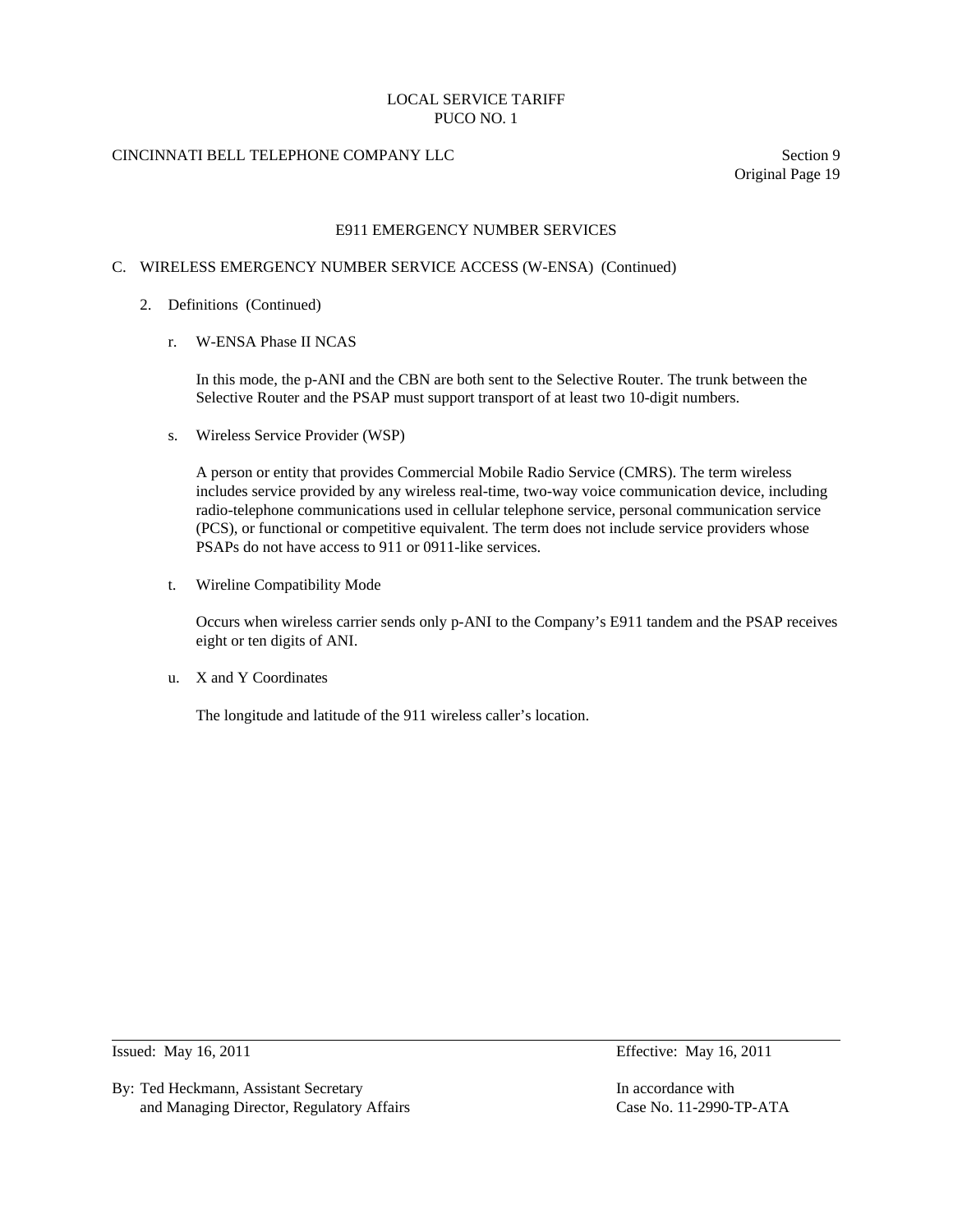## E911 EMERGENCY NUMBER SERVICES

C. WIRELESS EMERGENCY NUMBER SERVICE ACCESS (W-ENSA) (Continued)

2. Definitions (Continued)

r. W-ENSA Phase II NCAS

In this mode, the p-ANI and the CBN are both sent to the Selective Router. The trunk between the Selective Router and the PSAP must support transport of at least two 10-digit numbers.

s. Wireless Service Provider (WSP)

A person or entity that provides Commercial Mobile Radio Service (CMRS). The term wireless includes service provided by any wireless real-time, two-way voice communication device, including radio-telephone communications used in cellular telephone service, personal communication service (PCS), or functional or competitive equivalent. The term does not include service providers whose PSAPs do not have access to 911 or 0911-like services.

t. Wireline Compatibility Mode

Occurs when wireless carrier sends only p-ANI to the Company's E911 tandem and the PSAP receives eight or ten digits of ANI.

u. X and Y Coordinates

The longitude and latitude of the 911 wireless caller's location.

Issued: May 16, 2011 | Effective: May 16, 2011

By: Ted Heckmann, Assistant Secretary and Managing Director, Regulatory Affairs

In accordance with Case No. 11-2990-TP-ATA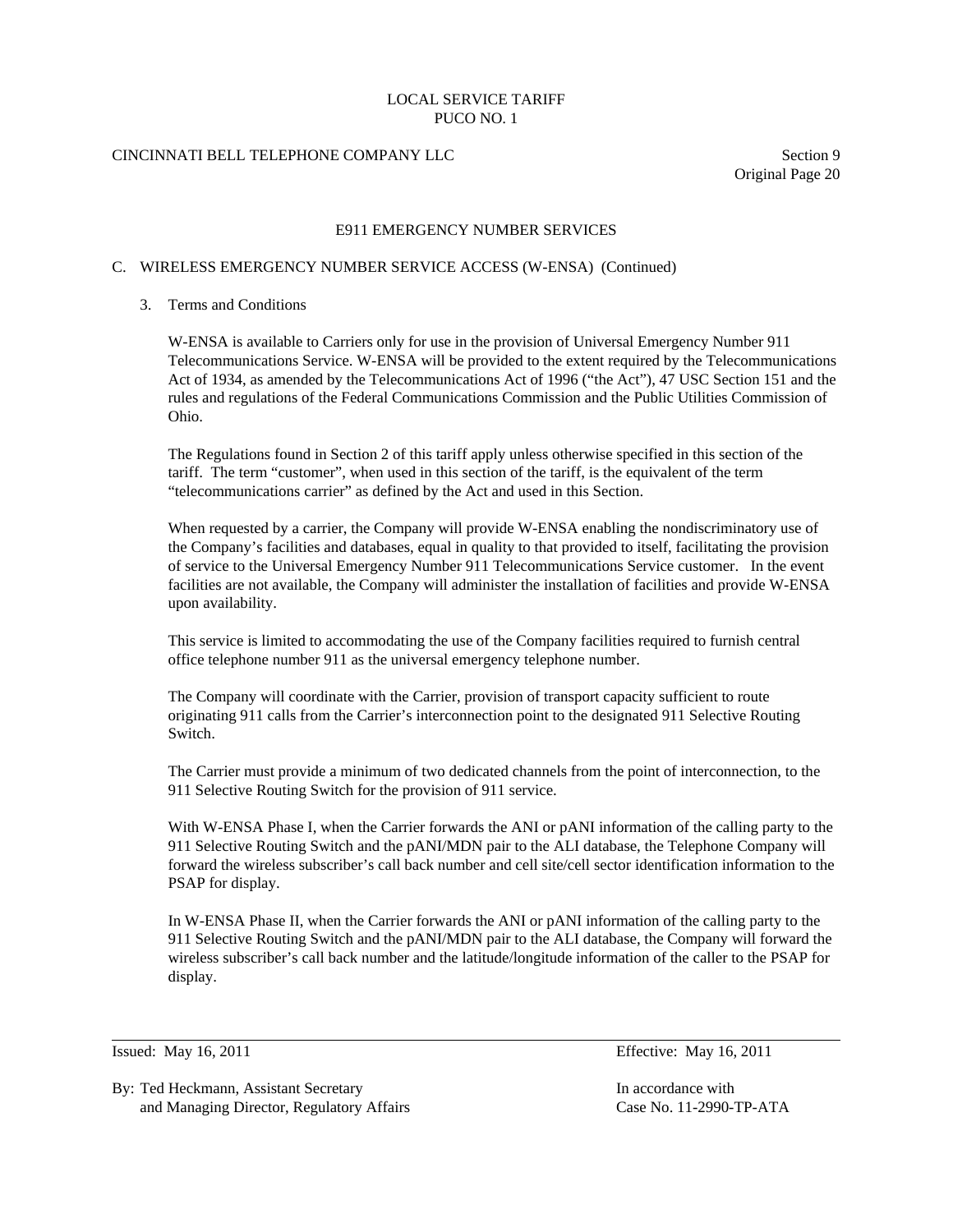## E911 EMERGENCY NUMBER SERVICES

### C. WIRELESS EMERGENCY NUMBER SERVICE ACCESS (W-ENSA) (Continued)

3. Terms and Conditions

   W-ENSA is available to Carriers only for use in the provision of Universal Emergency Number 911 Telecommunications Service. W-ENSA will be provided to the extent required by the Telecommunications Act of 1934, as amended by the Telecommunications Act of 1996 ("the Act"), 47 USC Section 151 and the rules and regulations of the Federal Communications Commission and the Public Utilities Commission of Ohio.

   The Regulations found in Section 2 of this tariff apply unless otherwise specified in this section of the tariff. The term "customer", when used in this section of the tariff, is the equivalent of the term "telecommunications carrier" as defined by the Act and used in this Section.

   When requested by a carrier, the Company will provide W-ENSA enabling the nondiscriminatory use of the Company's facilities and databases, equal in quality to that provided to itself, facilitating the provision of service to the Universal Emergency Number 911 Telecommunications Service customer. In the event facilities are not available, the Company will administer the installation of facilities and provide W-ENSA upon availability.

   This service is limited to accommodating the use of the Company facilities required to furnish central office telephone number 911 as the universal emergency telephone number.

   The Company will coordinate with the Carrier, provision of transport capacity sufficient to route originating 911 calls from the Carrier's interconnection point to the designated 911 Selective Routing Switch.

   The Carrier must provide a minimum of two dedicated channels from the point of interconnection, to the 911 Selective Routing Switch for the provision of 911 service.

   With W-ENSA Phase I, when the Carrier forwards the ANI or pANI information of the calling party to the 911 Selective Routing Switch and the pANI/MDN pair to the ALI database, the Telephone Company will forward the wireless subscriber's call back number and cell site/cell sector identification information to the PSAP for display.

   In W-ENSA Phase II, when the Carrier forwards the ANI or pANI information of the calling party to the 911 Selective Routing Switch and the pANI/MDN pair to the ALI database, the Company will forward the wireless subscriber's call back number and the latitude/longitude information of the caller to the PSAP for display.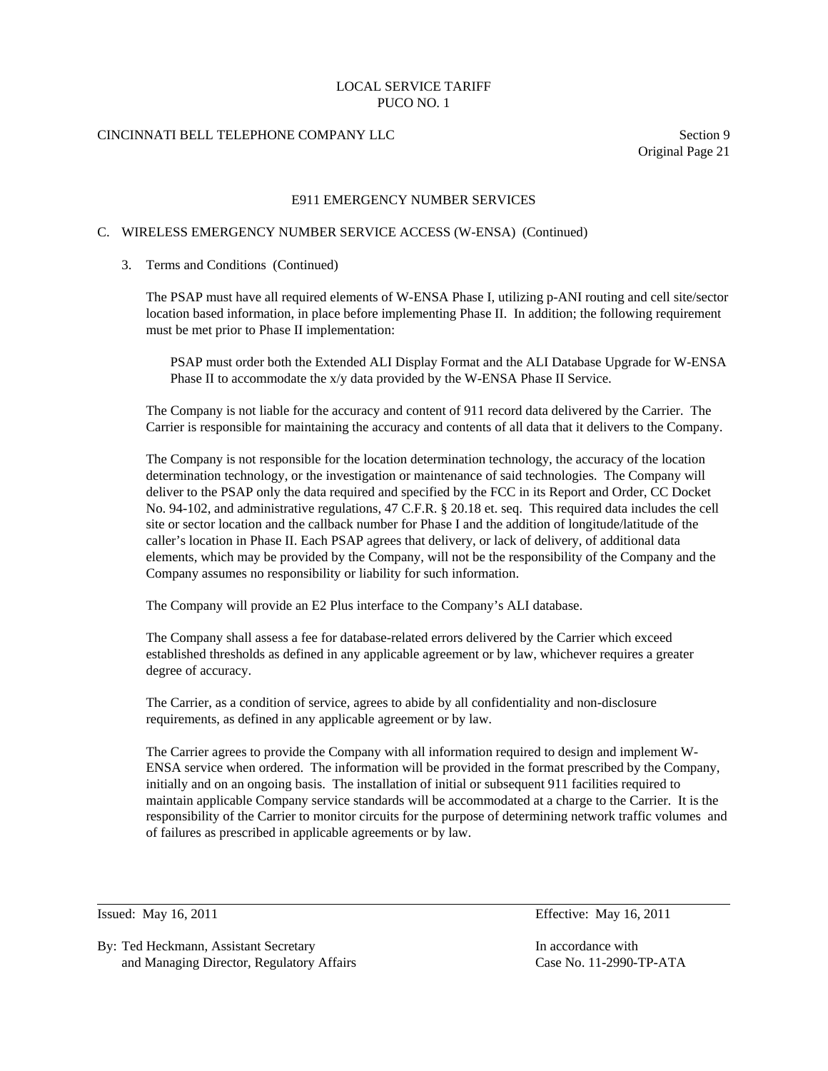## E911 EMERGENCY NUMBER SERVICES

### C. WIRELESS EMERGENCY NUMBER SERVICE ACCESS (W-ENSA) (Continued)

3. Terms and Conditions (Continued)

The PSAP must have all required elements of W-ENSA Phase I, utilizing p-ANI routing and cell site/sector location based information, in place before implementing Phase II. In addition; the following requirement must be met prior to Phase II implementation:

PSAP must order both the Extended ALI Display Format and the ALI Database Upgrade for W-ENSA Phase II to accommodate the x/y data provided by the W-ENSA Phase II Service.

The Company is not liable for the accuracy and content of 911 record data delivered by the Carrier. The Carrier is responsible for maintaining the accuracy and contents of all data that it delivers to the Company.

The Company is not responsible for the location determination technology, the accuracy of the location determination technology, or the investigation or maintenance of said technologies. The Company will deliver to the PSAP only the data required and specified by the FCC in its Report and Order, CC Docket No. 94-102, and administrative regulations, 47 C.F.R. § 20.18 et. seq. This required data includes the cell site or sector location and the callback number for Phase I and the addition of longitude/latitude of the caller's location in Phase II. Each PSAP agrees that delivery, or lack of delivery, of additional data elements, which may be provided by the Company, will not be the responsibility of the Company and the Company assumes no responsibility or liability for such information.

The Company will provide an E2 Plus interface to the Company's ALI database.

The Company shall assess a fee for database-related errors delivered by the Carrier which exceed established thresholds as defined in any applicable agreement or by law, whichever requires a greater degree of accuracy.

The Carrier, as a condition of service, agrees to abide by all confidentiality and non-disclosure requirements, as defined in any applicable agreement or by law.

The Carrier agrees to provide the Company with all information required to design and implement W-ENSA service when ordered. The information will be provided in the format prescribed by the Company, initially and on an ongoing basis. The installation of initial or subsequent 911 facilities required to maintain applicable Company service standards will be accommodated at a charge to the Carrier. It is the responsibility of the Carrier to monitor circuits for the purpose of determining network traffic volumes and of failures as prescribed in applicable agreements or by law.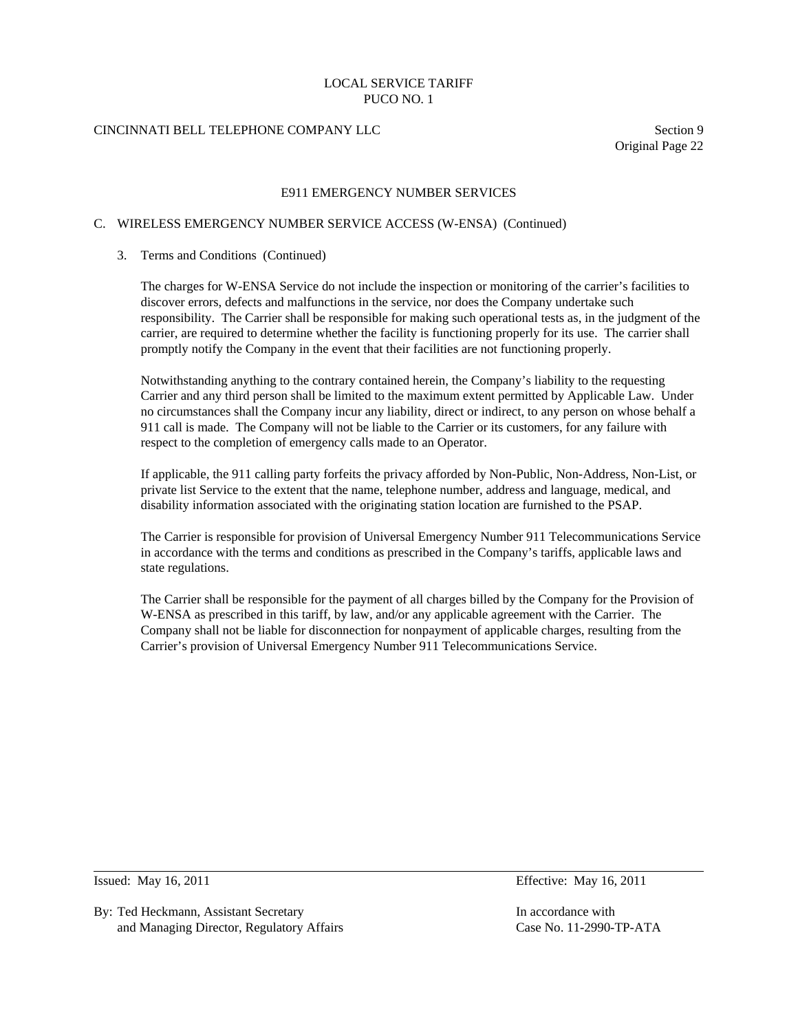## E911 EMERGENCY NUMBER SERVICES

### C. WIRELESS EMERGENCY NUMBER SERVICE ACCESS (W-ENSA) (Continued)

3. Terms and Conditions (Continued)

The charges for W-ENSA Service do not include the inspection or monitoring of the carrier's facilities to discover errors, defects and malfunctions in the service, nor does the Company undertake such responsibility. The Carrier shall be responsible for making such operational tests as, in the judgment of the carrier, are required to determine whether the facility is functioning properly for its use. The carrier shall promptly notify the Company in the event that their facilities are not functioning properly.

Notwithstanding anything to the contrary contained herein, the Company's liability to the requesting Carrier and any third person shall be limited to the maximum extent permitted by Applicable Law. Under no circumstances shall the Company incur any liability, direct or indirect, to any person on whose behalf a 911 call is made. The Company will not be liable to the Carrier or its customers, for any failure with respect to the completion of emergency calls made to an Operator.

If applicable, the 911 calling party forfeits the privacy afforded by Non-Public, Non-Address, Non-List, or private list Service to the extent that the name, telephone number, address and language, medical, and disability information associated with the originating station location are furnished to the PSAP.

The Carrier is responsible for provision of Universal Emergency Number 911 Telecommunications Service in accordance with the terms and conditions as prescribed in the Company's tariffs, applicable laws and state regulations.

The Carrier shall be responsible for the payment of all charges billed by the Company for the Provision of W-ENSA as prescribed in this tariff, by law, and/or any applicable agreement with the Carrier. The Company shall not be liable for disconnection for nonpayment of applicable charges, resulting from the Carrier's provision of Universal Emergency Number 911 Telecommunications Service.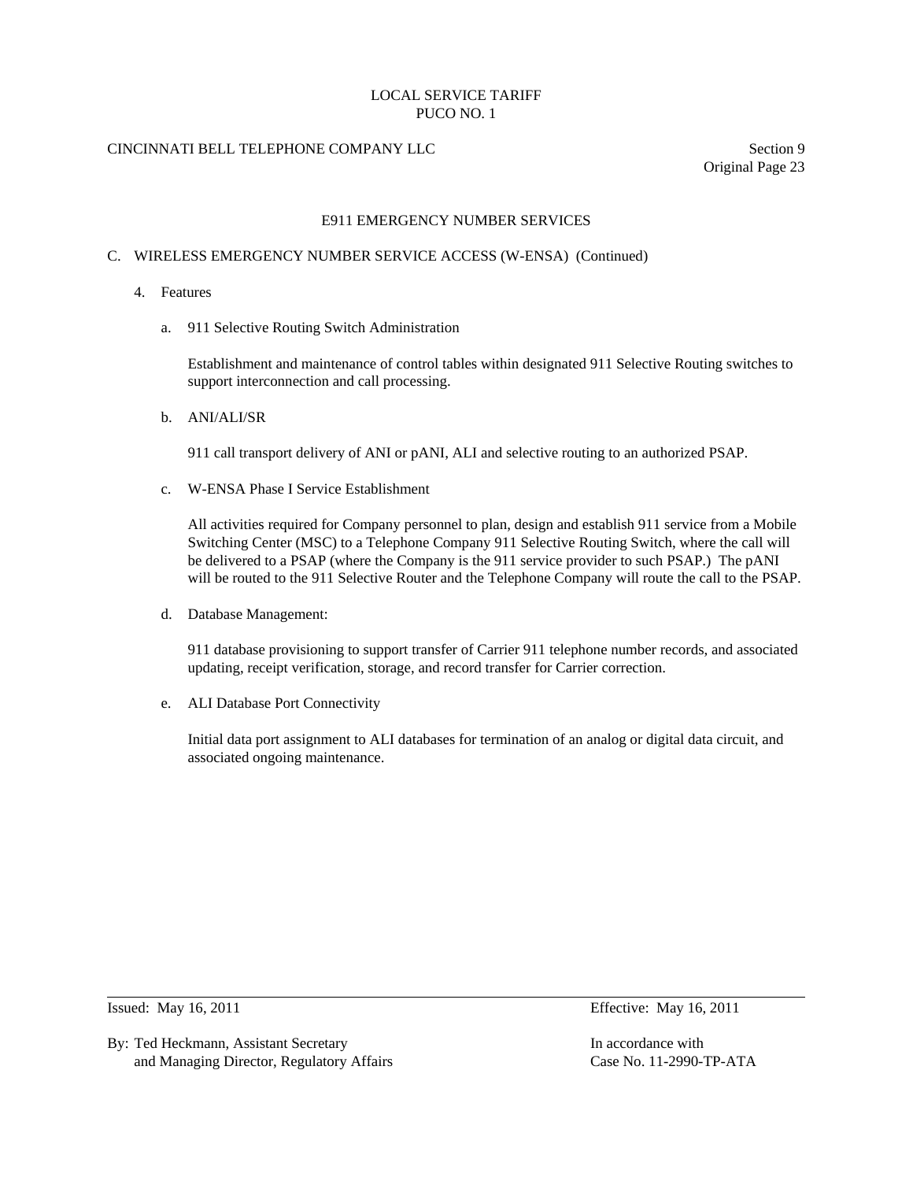## E911 EMERGENCY NUMBER SERVICES

### C. WIRELESS EMERGENCY NUMBER SERVICE ACCESS (W-ENSA) (Continued)

4. Features

   a. 911 Selective Routing Switch Administration

      Establishment and maintenance of control tables within designated 911 Selective Routing switches to support interconnection and call processing.

   b. ANI/ALI/SR

      911 call transport delivery of ANI or pANI, ALI and selective routing to an authorized PSAP.

   c. W-ENSA Phase I Service Establishment

      All activities required for Company personnel to plan, design and establish 911 service from a Mobile Switching Center (MSC) to a Telephone Company 911 Selective Routing Switch, where the call will be delivered to a PSAP (where the Company is the 911 service provider to such PSAP.) The pANI will be routed to the 911 Selective Router and the Telephone Company will route the call to the PSAP.

   d. Database Management:

      911 database provisioning to support transfer of Carrier 911 telephone number records, and associated updating, receipt verification, storage, and record transfer for Carrier correction.

   e. ALI Database Port Connectivity

      Initial data port assignment to ALI databases for termination of an analog or digital data circuit, and associated ongoing maintenance.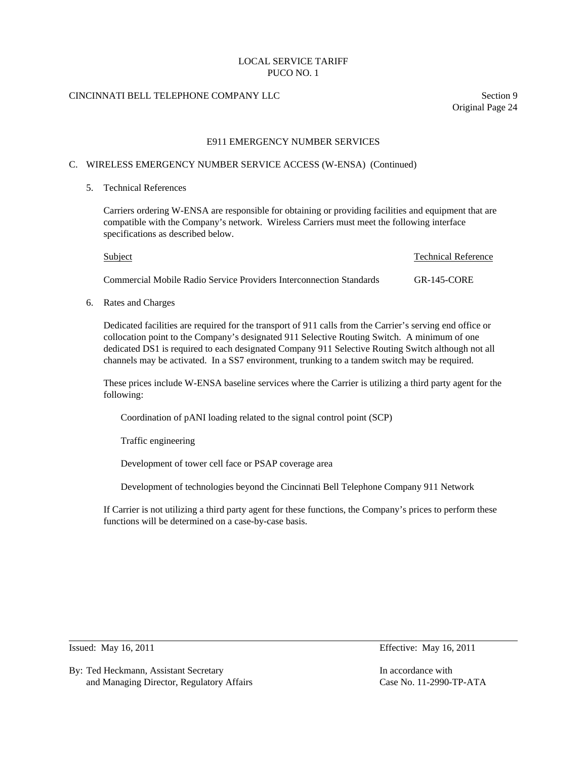## E911 EMERGENCY NUMBER SERVICES

### C. WIRELESS EMERGENCY NUMBER SERVICE ACCESS (W-ENSA) (Continued)

5. Technical References

   Carriers ordering W-ENSA are responsible for obtaining or providing facilities and equipment that are compatible with the Company's network. Wireless Carriers must meet the following interface specifications as described below.

   | Subject | Technical Reference |
   |---|---|
   | Commercial Mobile Radio Service Providers Interconnection Standards | GR-145-CORE |

6. Rates and Charges

   Dedicated facilities are required for the transport of 911 calls from the Carrier's serving end office or collocation point to the Company's designated 911 Selective Routing Switch. A minimum of one dedicated DS1 is required to each designated Company 911 Selective Routing Switch although not all channels may be activated. In a SS7 environment, trunking to a tandem switch may be required.

   These prices include W-ENSA baseline services where the Carrier is utilizing a third party agent for the following:

   - Coordination of pANI loading related to the signal control point (SCP)
   - Traffic engineering
   - Development of tower cell face or PSAP coverage area
   - Development of technologies beyond the Cincinnati Bell Telephone Company 911 Network

   If Carrier is not utilizing a third party agent for these functions, the Company's prices to perform these functions will be determined on a case-by-case basis.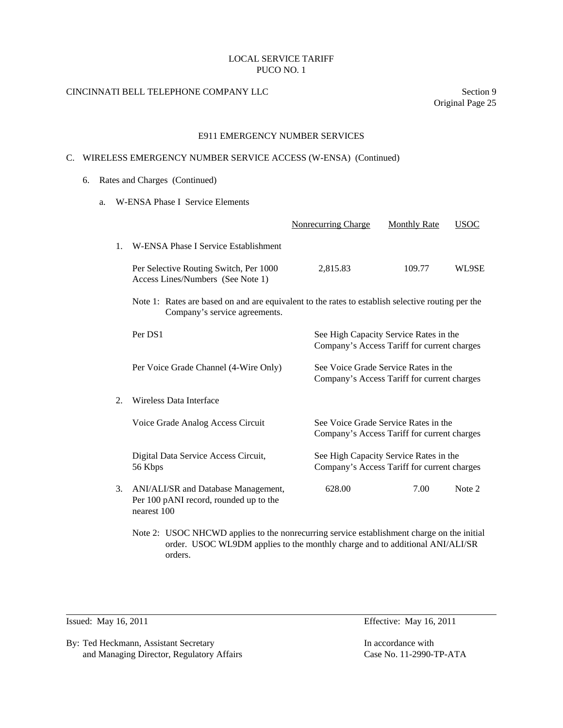LOCAL SERVICE TARIFF
PUCO NO. 1

CINCINNATI BELL TELEPHONE COMPANY LLC

Section 9
Original Page 25

## E911 EMERGENCY NUMBER SERVICES

### C. WIRELESS EMERGENCY NUMBER SERVICE ACCESS (W-ENSA) (Continued)

6. Rates and Charges (Continued)

   a. W-ENSA Phase I Service Elements

| | Nonrecurring Charge | Monthly Rate | USOC |
|---|---|---|---|
| 1. W-ENSA Phase I Service Establishment | | | |
| Per Selective Routing Switch, Per 1000 Access Lines/Numbers (See Note 1) | 2,815.83 | 109.77 | WL9SE |

Note 1: Rates are based on and are equivalent to the rates to establish selective routing per the Company's service agreements.

| | |
|---|---|
| Per DS1 | See High Capacity Service Rates in the Company's Access Tariff for current charges |
| Per Voice Grade Channel (4-Wire Only) | See Voice Grade Service Rates in the Company's Access Tariff for current charges |
| 2. Wireless Data Interface | |
| Voice Grade Analog Access Circuit | See Voice Grade Service Rates in the Company's Access Tariff for current charges |
| Digital Data Service Access Circuit, 56 Kbps | See High Capacity Service Rates in the Company's Access Tariff for current charges |

| | Nonrecurring Charge | Monthly Rate | USOC |
|---|---|---|---|
| 3. ANI/ALI/SR and Database Management, Per 100 pANI record, rounded up to the nearest 100 | 628.00 | 7.00 | Note 2 |

Note 2: USOC NHCWD applies to the nonrecurring service establishment charge on the initial order. USOC WL9DM applies to the monthly charge and to additional ANI/ALI/SR orders.

Issued: May 16, 2011

Effective: May 16, 2011

By: Ted Heckmann, Assistant Secretary
and Managing Director, Regulatory Affairs

In accordance with
Case No. 11-2990-TP-ATA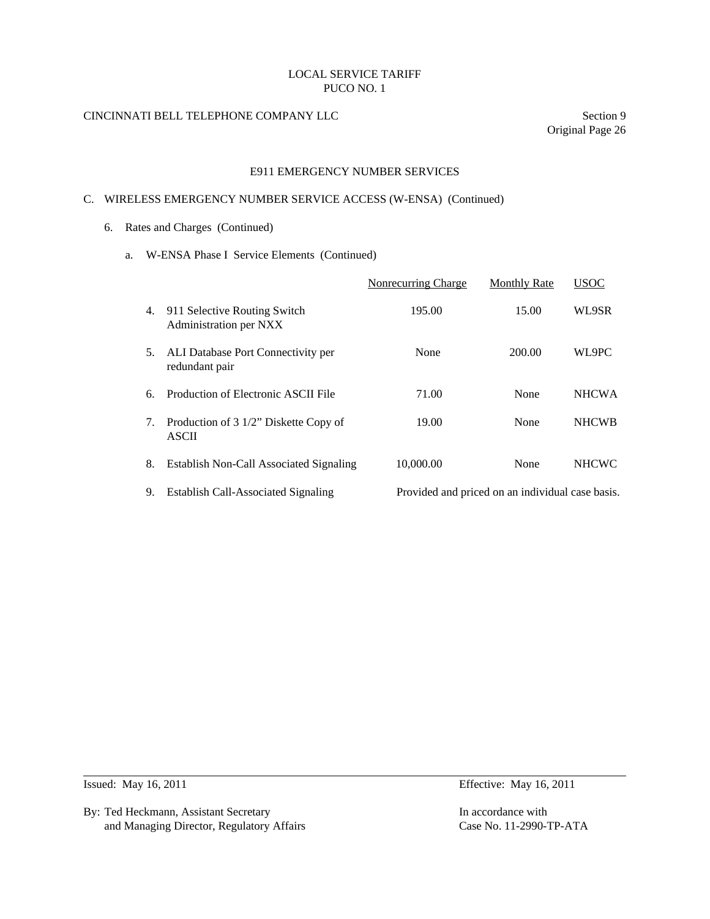LOCAL SERVICE TARIFF
PUCO NO. 1

CINCINNATI BELL TELEPHONE COMPANY LLC

Section 9
Original Page 26

## E911 EMERGENCY NUMBER SERVICES

C. WIRELESS EMERGENCY NUMBER SERVICE ACCESS (W-ENSA) (Continued)

6. Rates and Charges (Continued)

a. W-ENSA Phase I Service Elements (Continued)

| | Nonrecurring Charge | Monthly Rate | USOC |
|---|---|---|---|
| 4. 911 Selective Routing Switch Administration per NXX | 195.00 | 15.00 | WL9SR |
| 5. ALI Database Port Connectivity per redundant pair | None | 200.00 | WL9PC |
| 6. Production of Electronic ASCII File | 71.00 | None | NHCWA |
| 7. Production of 3 1/2" Diskette Copy of ASCII | 19.00 | None | NHCWB |
| 8. Establish Non-Call Associated Signaling | 10,000.00 | None | NHCWC |
| 9. Establish Call-Associated Signaling | Provided and priced on an individual case basis. | | |

Issued: May 16, 2011

Effective: May 16, 2011

By: Ted Heckmann, Assistant Secretary
and Managing Director, Regulatory Affairs

In accordance with
Case No. 11-2990-TP-ATA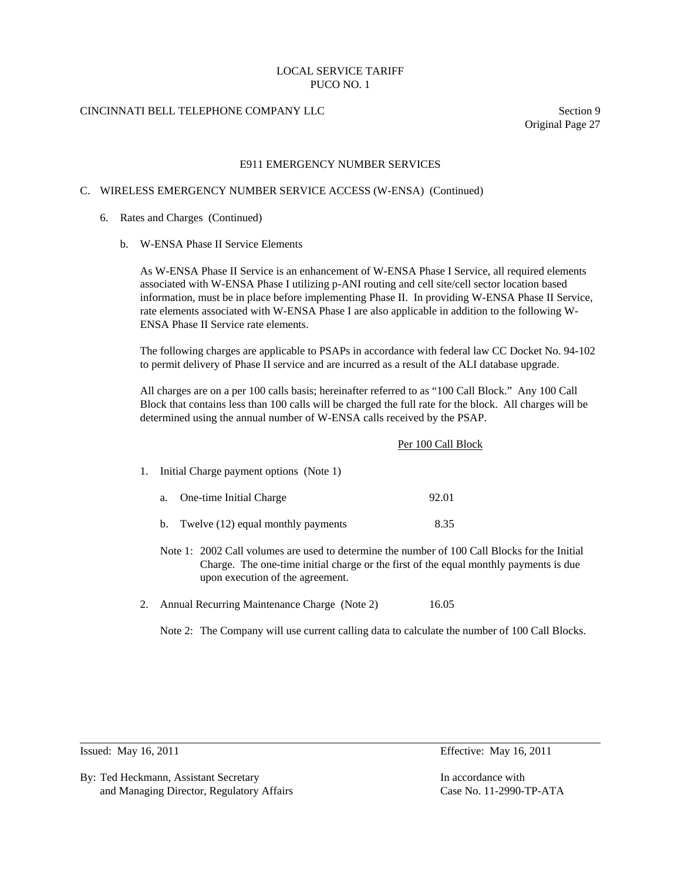## E911 EMERGENCY NUMBER SERVICES

### C. WIRELESS EMERGENCY NUMBER SERVICE ACCESS (W-ENSA) (Continued)

6. Rates and Charges (Continued)

   b. W-ENSA Phase II Service Elements

      As W-ENSA Phase II Service is an enhancement of W-ENSA Phase I Service, all required elements associated with W-ENSA Phase I utilizing p-ANI routing and cell site/cell sector location based information, must be in place before implementing Phase II. In providing W-ENSA Phase II Service, rate elements associated with W-ENSA Phase I are also applicable in addition to the following W-ENSA Phase II Service rate elements.

      The following charges are applicable to PSAPs in accordance with federal law CC Docket No. 94-102 to permit delivery of Phase II service and are incurred as a result of the ALI database upgrade.

      All charges are on a per 100 calls basis; hereinafter referred to as "100 Call Block." Any 100 Call Block that contains less than 100 calls will be charged the full rate for the block. All charges will be determined using the annual number of W-ENSA calls received by the PSAP.

| | Per 100 Call Block |
|---|---|
| 1. Initial Charge payment options (Note 1) | |
| a. One-time Initial Charge | 92.01 |
| b. Twelve (12) equal monthly payments | 8.35 |

Note 1: 2002 Call volumes are used to determine the number of 100 Call Blocks for the Initial Charge. The one-time initial charge or the first of the equal monthly payments is due upon execution of the agreement.

| | |
|---|---|
| 2. Annual Recurring Maintenance Charge (Note 2) | 16.05 |

Note 2: The Company will use current calling data to calculate the number of 100 Call Blocks.

Issued: May 16, 2011 — Effective: May 16, 2011

By: Ted Heckmann, Assistant Secretary and Managing Director, Regulatory Affairs — In accordance with Case No. 11-2990-TP-ATA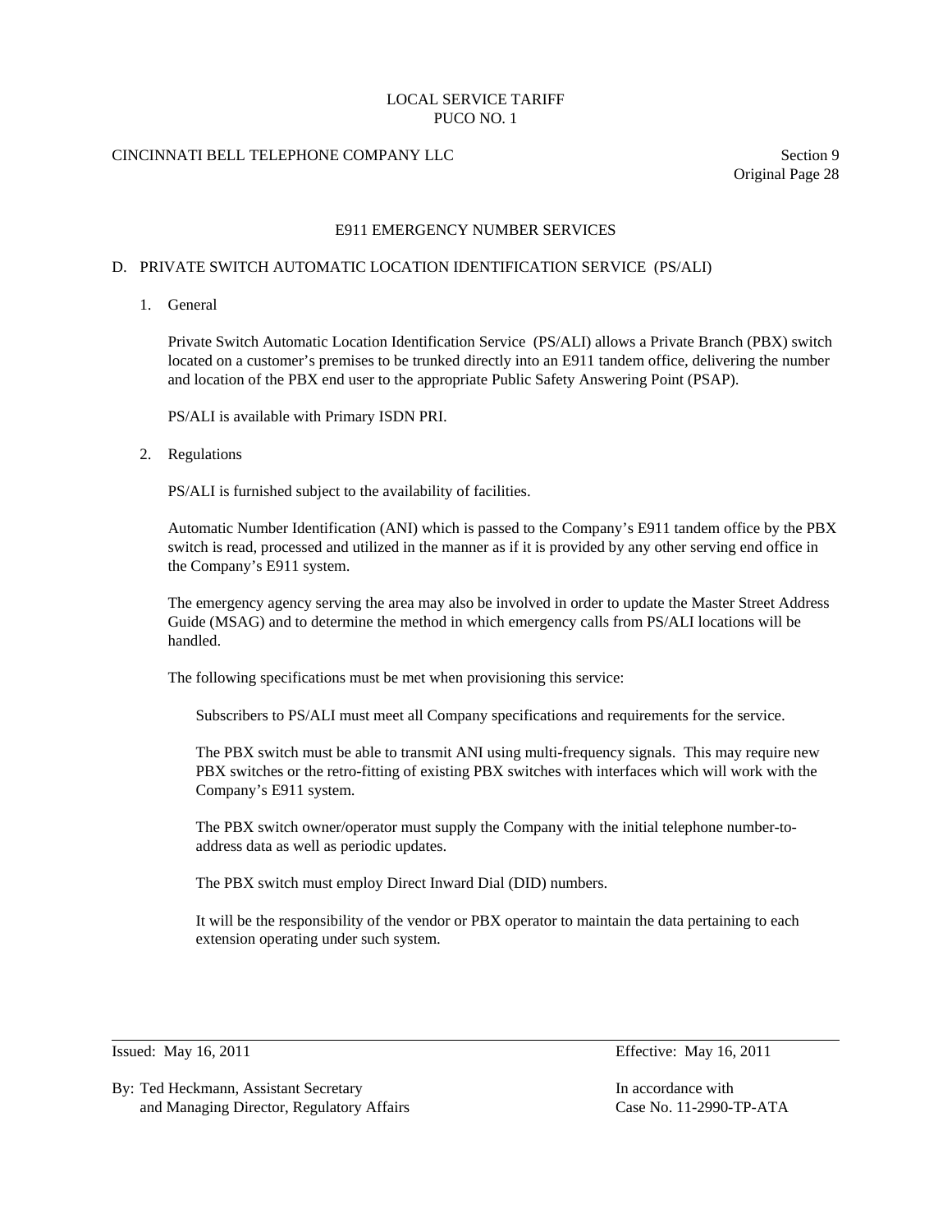# E911 EMERGENCY NUMBER SERVICES

## D. PRIVATE SWITCH AUTOMATIC LOCATION IDENTIFICATION SERVICE (PS/ALI)

### 1. General

Private Switch Automatic Location Identification Service (PS/ALI) allows a Private Branch (PBX) switch located on a customer's premises to be trunked directly into an E911 tandem office, delivering the number and location of the PBX end user to the appropriate Public Safety Answering Point (PSAP).

PS/ALI is available with Primary ISDN PRI.

### 2. Regulations

PS/ALI is furnished subject to the availability of facilities.

Automatic Number Identification (ANI) which is passed to the Company's E911 tandem office by the PBX switch is read, processed and utilized in the manner as if it is provided by any other serving end office in the Company's E911 system.

The emergency agency serving the area may also be involved in order to update the Master Street Address Guide (MSAG) and to determine the method in which emergency calls from PS/ALI locations will be handled.

The following specifications must be met when provisioning this service:

Subscribers to PS/ALI must meet all Company specifications and requirements for the service.

The PBX switch must be able to transmit ANI using multi-frequency signals. This may require new PBX switches or the retro-fitting of existing PBX switches with interfaces which will work with the Company's E911 system.

The PBX switch owner/operator must supply the Company with the initial telephone number-to-address data as well as periodic updates.

The PBX switch must employ Direct Inward Dial (DID) numbers.

It will be the responsibility of the vendor or PBX operator to maintain the data pertaining to each extension operating under such system.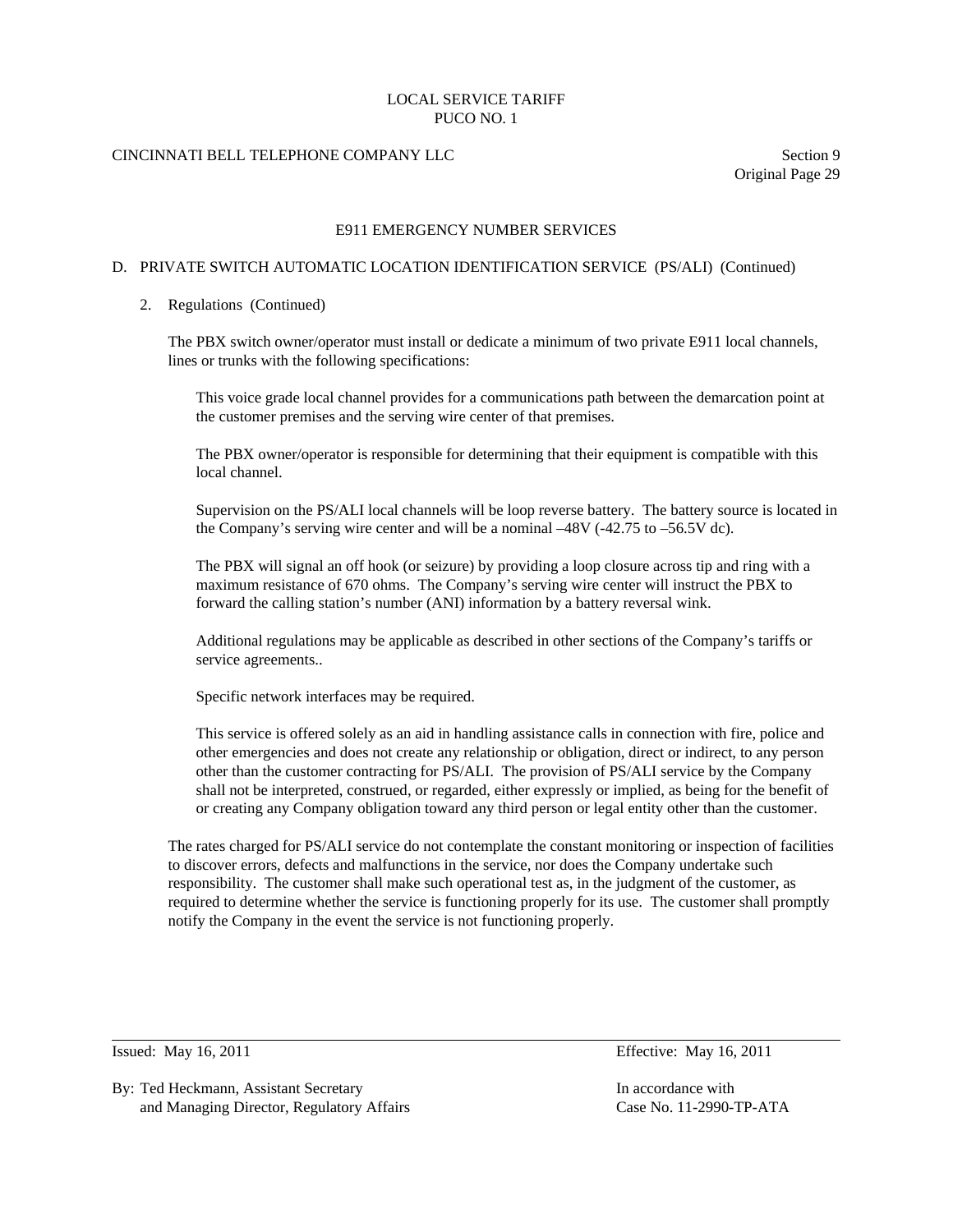## E911 EMERGENCY NUMBER SERVICES

### D. PRIVATE SWITCH AUTOMATIC LOCATION IDENTIFICATION SERVICE (PS/ALI) (Continued)

2. Regulations (Continued)

The PBX switch owner/operator must install or dedicate a minimum of two private E911 local channels, lines or trunks with the following specifications:

> This voice grade local channel provides for a communications path between the demarcation point at the customer premises and the serving wire center of that premises.
>
> The PBX owner/operator is responsible for determining that their equipment is compatible with this local channel.
>
> Supervision on the PS/ALI local channels will be loop reverse battery. The battery source is located in the Company's serving wire center and will be a nominal –48V (-42.75 to –56.5V dc).
>
> The PBX will signal an off hook (or seizure) by providing a loop closure across tip and ring with a maximum resistance of 670 ohms. The Company's serving wire center will instruct the PBX to forward the calling station's number (ANI) information by a battery reversal wink.
>
> Additional regulations may be applicable as described in other sections of the Company's tariffs or service agreements..
>
> Specific network interfaces may be required.
>
> This service is offered solely as an aid in handling assistance calls in connection with fire, police and other emergencies and does not create any relationship or obligation, direct or indirect, to any person other than the customer contracting for PS/ALI. The provision of PS/ALI service by the Company shall not be interpreted, construed, or regarded, either expressly or implied, as being for the benefit of or creating any Company obligation toward any third person or legal entity other than the customer.

The rates charged for PS/ALI service do not contemplate the constant monitoring or inspection of facilities to discover errors, defects and malfunctions in the service, nor does the Company undertake such responsibility. The customer shall make such operational test as, in the judgment of the customer, as required to determine whether the service is functioning properly for its use. The customer shall promptly notify the Company in the event the service is not functioning properly.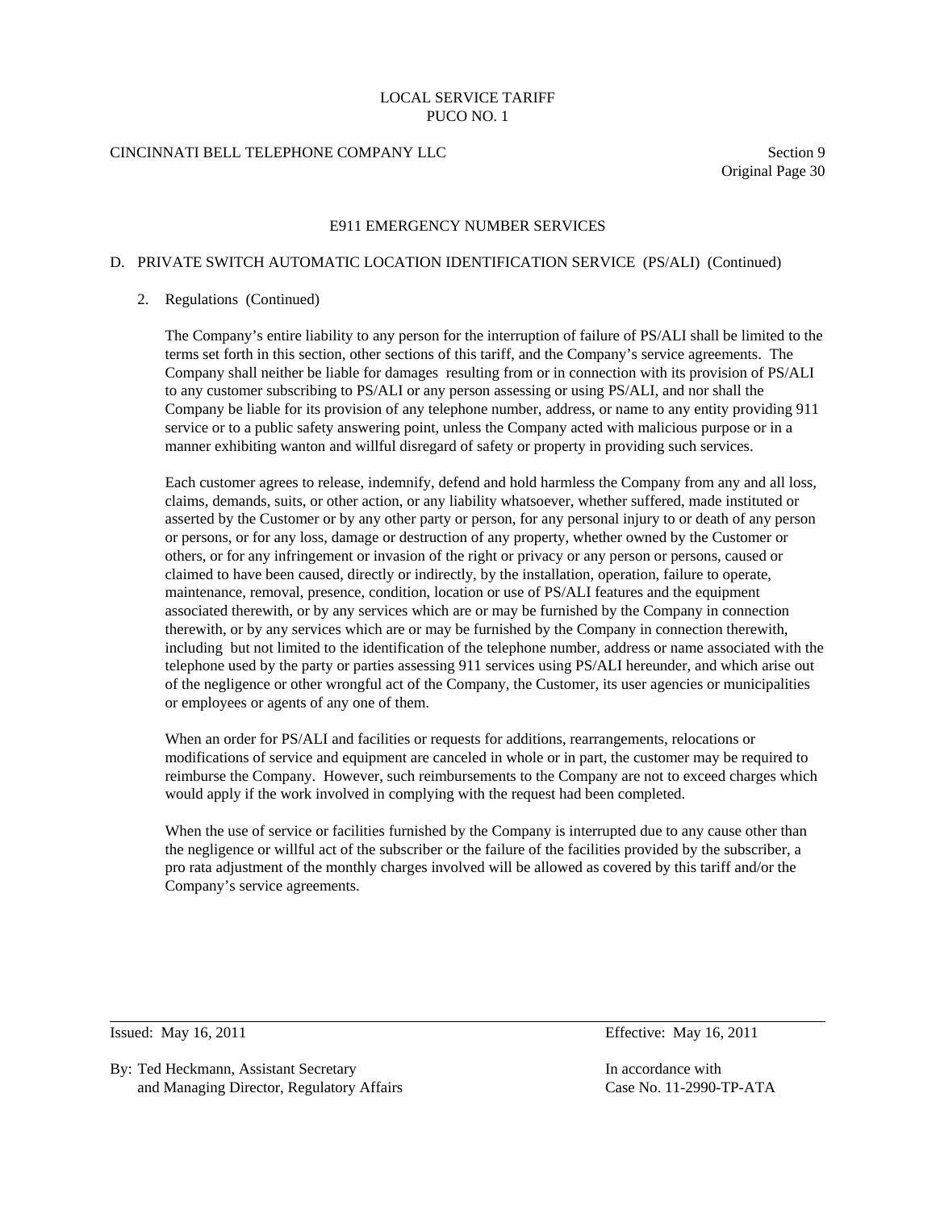# E911 EMERGENCY NUMBER SERVICES

## D. PRIVATE SWITCH AUTOMATIC LOCATION IDENTIFICATION SERVICE (PS/ALI) (Continued)

### 2. Regulations (Continued)

The Company's entire liability to any person for the interruption of failure of PS/ALI shall be limited to the terms set forth in this section, other sections of this tariff, and the Company's service agreements. The Company shall neither be liable for damages resulting from or in connection with its provision of PS/ALI to any customer subscribing to PS/ALI or any person assessing or using PS/ALI, and nor shall the Company be liable for its provision of any telephone number, address, or name to any entity providing 911 service or to a public safety answering point, unless the Company acted with malicious purpose or in a manner exhibiting wanton and willful disregard of safety or property in providing such services.

Each customer agrees to release, indemnify, defend and hold harmless the Company from any and all loss, claims, demands, suits, or other action, or any liability whatsoever, whether suffered, made instituted or asserted by the Customer or by any other party or person, for any personal injury to or death of any person or persons, or for any loss, damage or destruction of any property, whether owned by the Customer or others, or for any infringement or invasion of the right or privacy or any person or persons, caused or claimed to have been caused, directly or indirectly, by the installation, operation, failure to operate, maintenance, removal, presence, condition, location or use of PS/ALI features and the equipment associated therewith, or by any services which are or may be furnished by the Company in connection therewith, or by any services which are or may be furnished by the Company in connection therewith, including but not limited to the identification of the telephone number, address or name associated with the telephone used by the party or parties assessing 911 services using PS/ALI hereunder, and which arise out of the negligence or other wrongful act of the Company, the Customer, its user agencies or municipalities or employees or agents of any one of them.

When an order for PS/ALI and facilities or requests for additions, rearrangements, relocations or modifications of service and equipment are canceled in whole or in part, the customer may be required to reimburse the Company. However, such reimbursements to the Company are not to exceed charges which would apply if the work involved in complying with the request had been completed.

When the use of service or facilities furnished by the Company is interrupted due to any cause other than the negligence or willful act of the subscriber or the failure of the facilities provided by the subscriber, a pro rata adjustment of the monthly charges involved will be allowed as covered by this tariff and/or the Company's service agreements.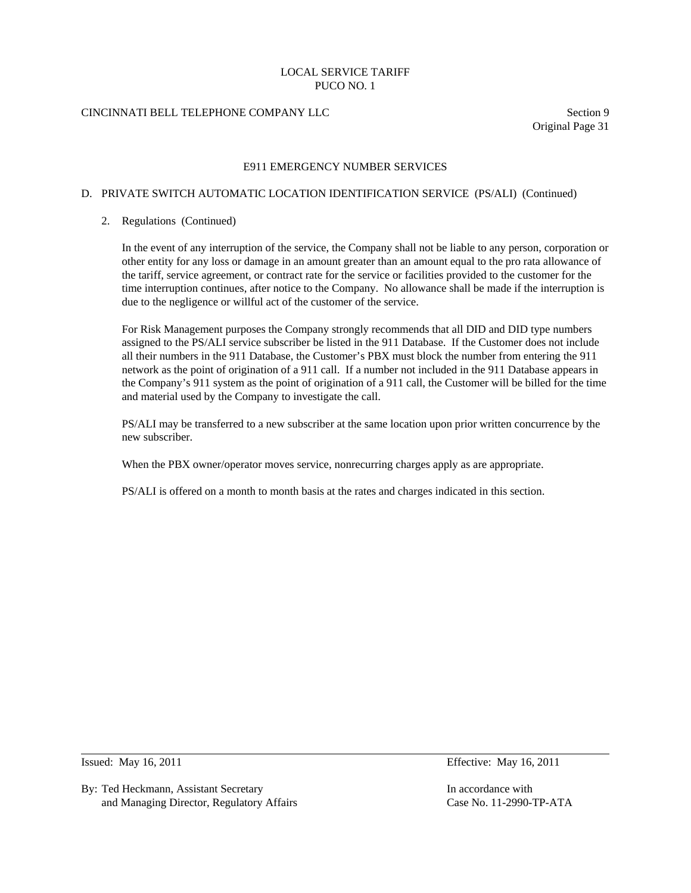## E911 EMERGENCY NUMBER SERVICES

### D. PRIVATE SWITCH AUTOMATIC LOCATION IDENTIFICATION SERVICE (PS/ALI) (Continued)

2. Regulations (Continued)

   In the event of any interruption of the service, the Company shall not be liable to any person, corporation or other entity for any loss or damage in an amount greater than an amount equal to the pro rata allowance of the tariff, service agreement, or contract rate for the service or facilities provided to the customer for the time interruption continues, after notice to the Company. No allowance shall be made if the interruption is due to the negligence or willful act of the customer of the service.

   For Risk Management purposes the Company strongly recommends that all DID and DID type numbers assigned to the PS/ALI service subscriber be listed in the 911 Database. If the Customer does not include all their numbers in the 911 Database, the Customer's PBX must block the number from entering the 911 network as the point of origination of a 911 call. If a number not included in the 911 Database appears in the Company's 911 system as the point of origination of a 911 call, the Customer will be billed for the time and material used by the Company to investigate the call.

   PS/ALI may be transferred to a new subscriber at the same location upon prior written concurrence by the new subscriber.

   When the PBX owner/operator moves service, nonrecurring charges apply as are appropriate.

   PS/ALI is offered on a month to month basis at the rates and charges indicated in this section.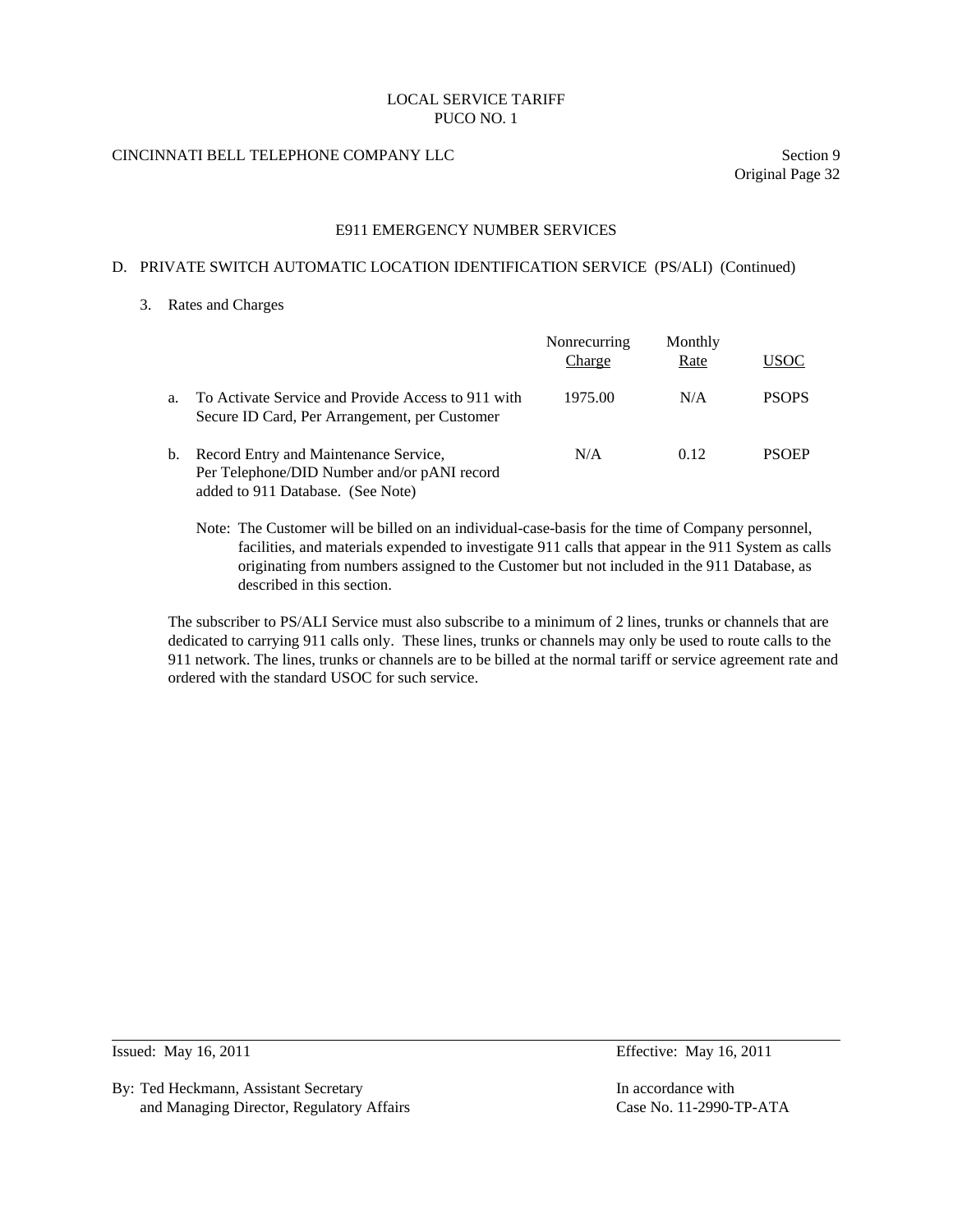LOCAL SERVICE TARIFF
PUCO NO. 1

CINCINNATI BELL TELEPHONE COMPANY LLC

Section 9
Original Page 32

## E911 EMERGENCY NUMBER SERVICES

### D. PRIVATE SWITCH AUTOMATIC LOCATION IDENTIFICATION SERVICE (PS/ALI) (Continued)

3. Rates and Charges

| | | Nonrecurring Charge | Monthly Rate | USOC |
|---|---|---|---|---|
| a. | To Activate Service and Provide Access to 911 with Secure ID Card, Per Arrangement, per Customer | 1975.00 | N/A | PSOPS |
| b. | Record Entry and Maintenance Service, Per Telephone/DID Number and/or pANI record added to 911 Database. (See Note) | N/A | 0.12 | PSOEP |

Note: The Customer will be billed on an individual-case-basis for the time of Company personnel, facilities, and materials expended to investigate 911 calls that appear in the 911 System as calls originating from numbers assigned to the Customer but not included in the 911 Database, as described in this section.

The subscriber to PS/ALI Service must also subscribe to a minimum of 2 lines, trunks or channels that are dedicated to carrying 911 calls only. These lines, trunks or channels may only be used to route calls to the 911 network. The lines, trunks or channels are to be billed at the normal tariff or service agreement rate and ordered with the standard USOC for such service.

Issued: May 16, 2011

Effective: May 16, 2011

By: Ted Heckmann, Assistant Secretary
and Managing Director, Regulatory Affairs

In accordance with
Case No. 11-2990-TP-ATA